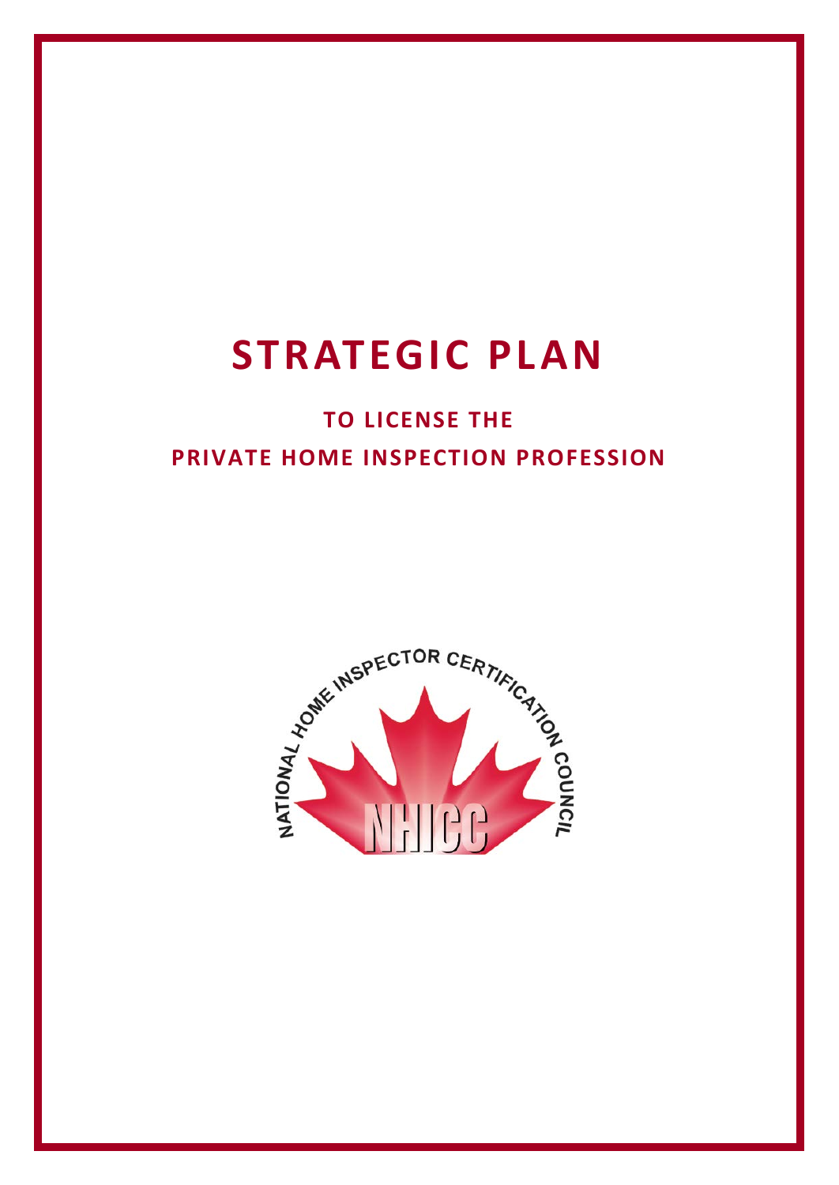# STRATEGIC PLAN

## TO LICENSE THE PRIVATE HOME INSPECTION PROFESSION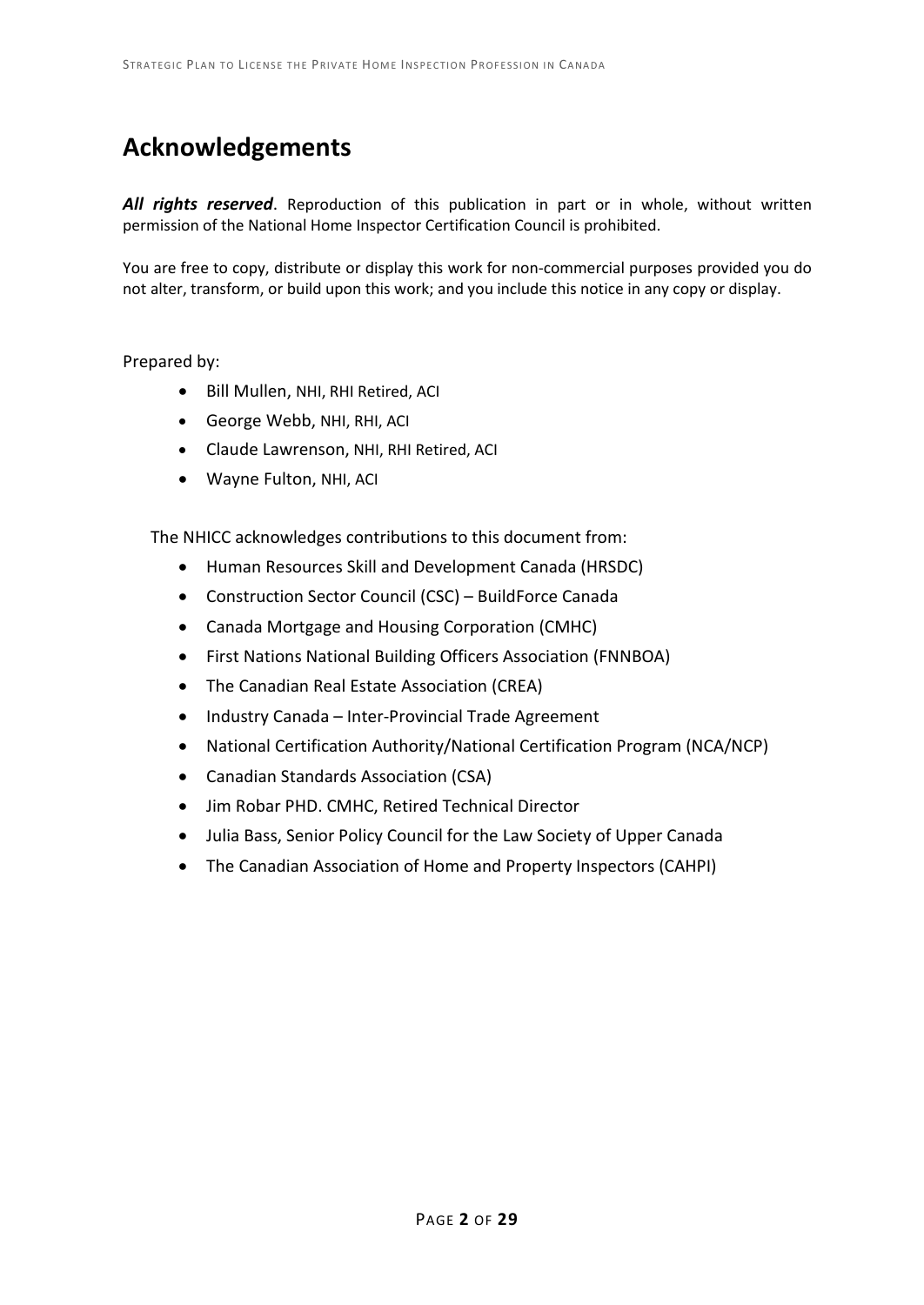# Acknowledgements

***All rights reserved***. Reproduction of this publication in part or in whole, without written permission of the National Home Inspector Certification Council is prohibited.

You are free to copy, distribute or display this work for non-commercial purposes provided you do not alter, transform, or build upon this work; and you include this notice in any copy or display.

Prepared by:

- Bill Mullen, NHI, RHI Retired, ACI
- George Webb, NHI, RHI, ACI
- Claude Lawrenson, NHI, RHI Retired, ACI
- Wayne Fulton, NHI, ACI

The NHICC acknowledges contributions to this document from:

- Human Resources Skill and Development Canada (HRSDC)
- Construction Sector Council (CSC) – BuildForce Canada
- Canada Mortgage and Housing Corporation (CMHC)
- First Nations National Building Officers Association (FNNBOA)
- The Canadian Real Estate Association (CREA)
- Industry Canada – Inter-Provincial Trade Agreement
- National Certification Authority/National Certification Program (NCA/NCP)
- Canadian Standards Association (CSA)
- Jim Robar PHD. CMHC, Retired Technical Director
- Julia Bass, Senior Policy Council for the Law Society of Upper Canada
- The Canadian Association of Home and Property Inspectors (CAHPI)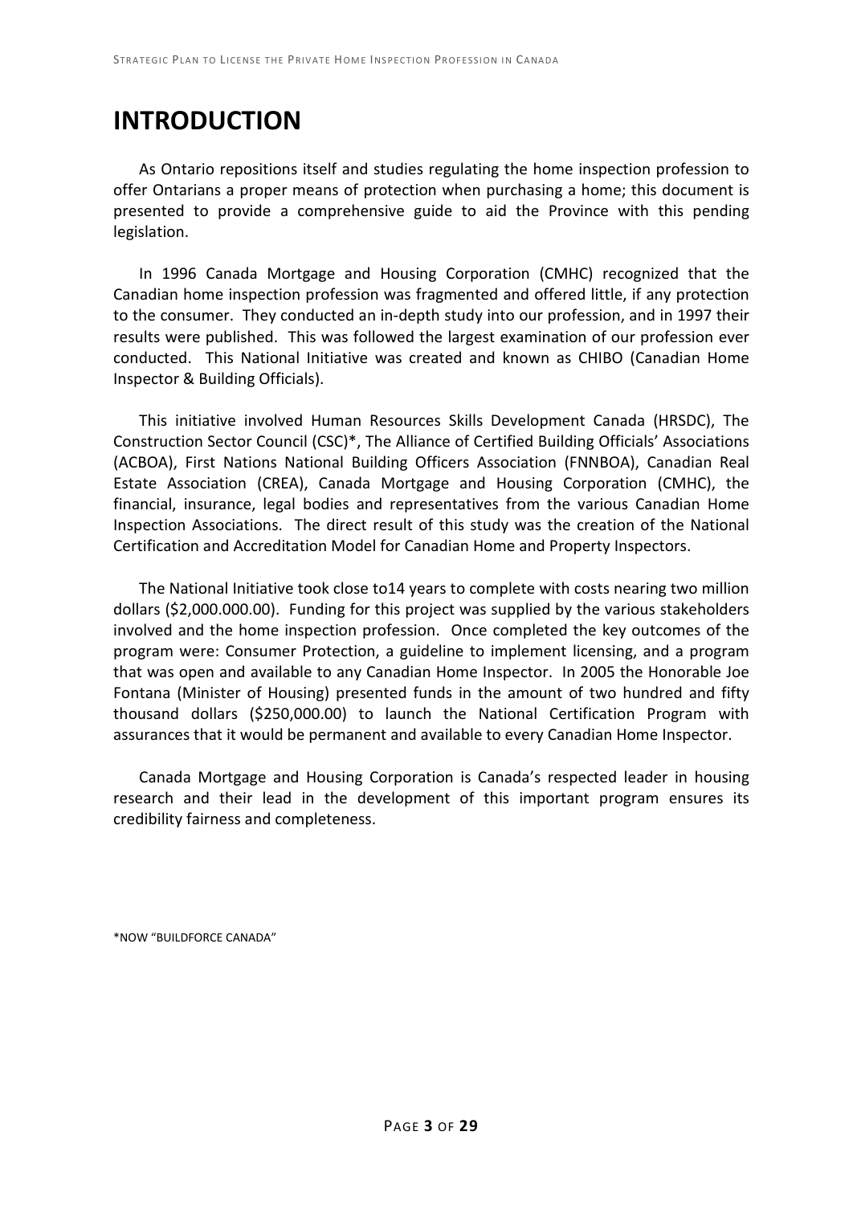# INTRODUCTION

As Ontario repositions itself and studies regulating the home inspection profession to offer Ontarians a proper means of protection when purchasing a home; this document is presented to provide a comprehensive guide to aid the Province with this pending legislation.

In 1996 Canada Mortgage and Housing Corporation (CMHC) recognized that the Canadian home inspection profession was fragmented and offered little, if any protection to the consumer. They conducted an in-depth study into our profession, and in 1997 their results were published. This was followed the largest examination of our profession ever conducted. This National Initiative was created and known as CHIBO (Canadian Home Inspector & Building Officials).

This initiative involved Human Resources Skills Development Canada (HRSDC), The Construction Sector Council (CSC)*, The Alliance of Certified Building Officials' Associations (ACBOA), First Nations National Building Officers Association (FNNBOA), Canadian Real Estate Association (CREA), Canada Mortgage and Housing Corporation (CMHC), the financial, insurance, legal bodies and representatives from the various Canadian Home Inspection Associations. The direct result of this study was the creation of the National Certification and Accreditation Model for Canadian Home and Property Inspectors.

The National Initiative took close to14 years to complete with costs nearing two million dollars ($2,000.000.00). Funding for this project was supplied by the various stakeholders involved and the home inspection profession. Once completed the key outcomes of the program were: Consumer Protection, a guideline to implement licensing, and a program that was open and available to any Canadian Home Inspector. In 2005 the Honorable Joe Fontana (Minister of Housing) presented funds in the amount of two hundred and fifty thousand dollars ($250,000.00) to launch the National Certification Program with assurances that it would be permanent and available to every Canadian Home Inspector.

Canada Mortgage and Housing Corporation is Canada's respected leader in housing research and their lead in the development of this important program ensures its credibility fairness and completeness.

*NOW "BUILDFORCE CANADA"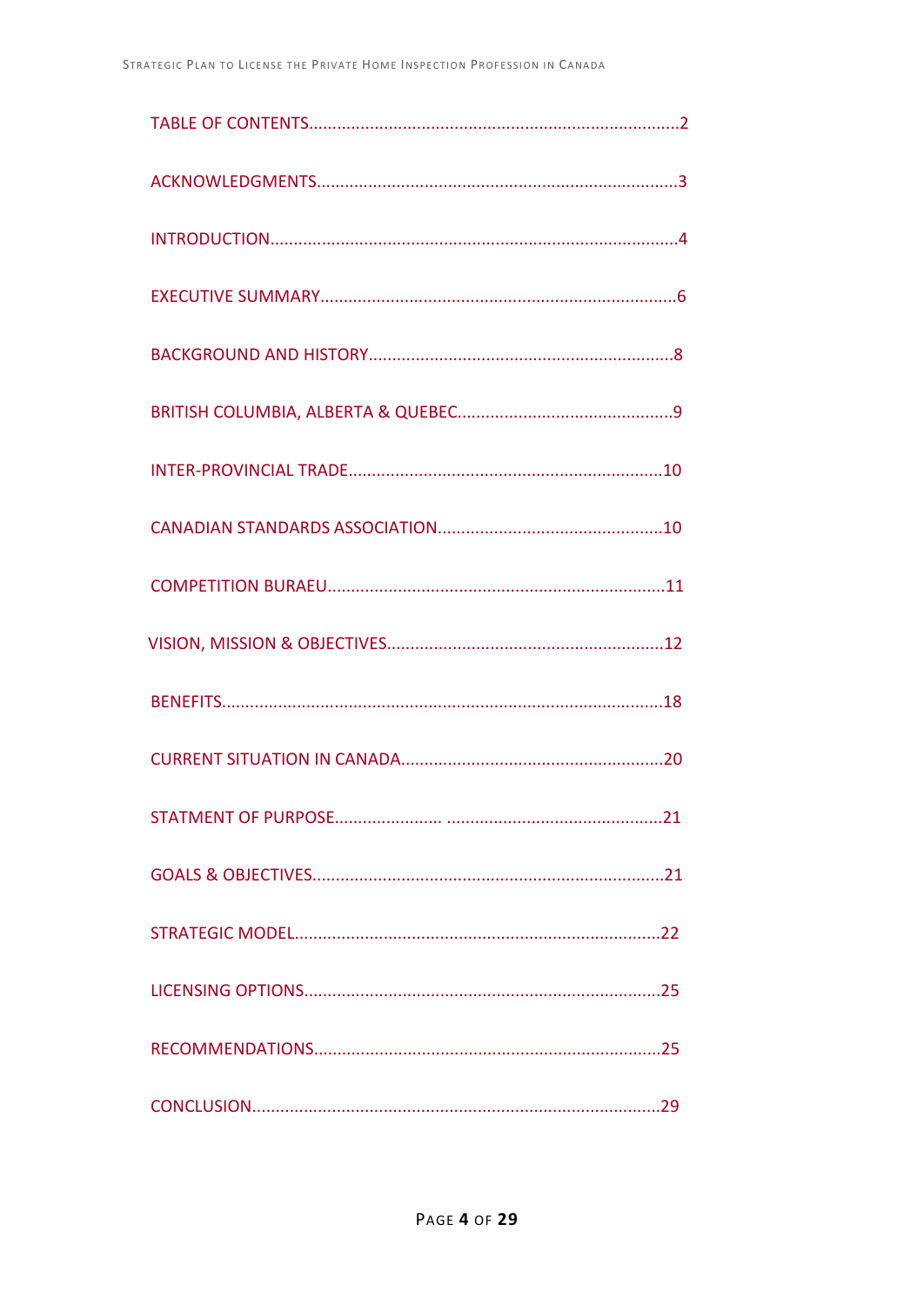TABLE OF CONTENTS.............................................................................2

ACKNOWLEDGMENTS...........................................................................3

INTRODUCTION......................................................................................4

EXECUTIVE SUMMARY..........................................................................6

BACKGROUND AND HISTORY................................................................8

BRITISH COLUMBIA, ALBERTA & QUEBEC.............................................9

INTER-PROVINCIAL TRADE..................................................................10

CANADIAN STANDARDS ASSOCIATION................................................10

COMPETITION BURAEU.......................................................................11

VISION, MISSION & OBJECTIVES..........................................................12

BENEFITS.............................................................................................18

CURRENT SITUATION IN CANADA.......................................................20

STATMENT OF PURPOSE...................... .............................................21

GOALS & OBJECTIVES..........................................................................21

STRATEGIC MODEL.............................................................................22

LICENSING OPTIONS...........................................................................25

RECOMMENDATIONS.........................................................................25

CONCLUSION......................................................................................29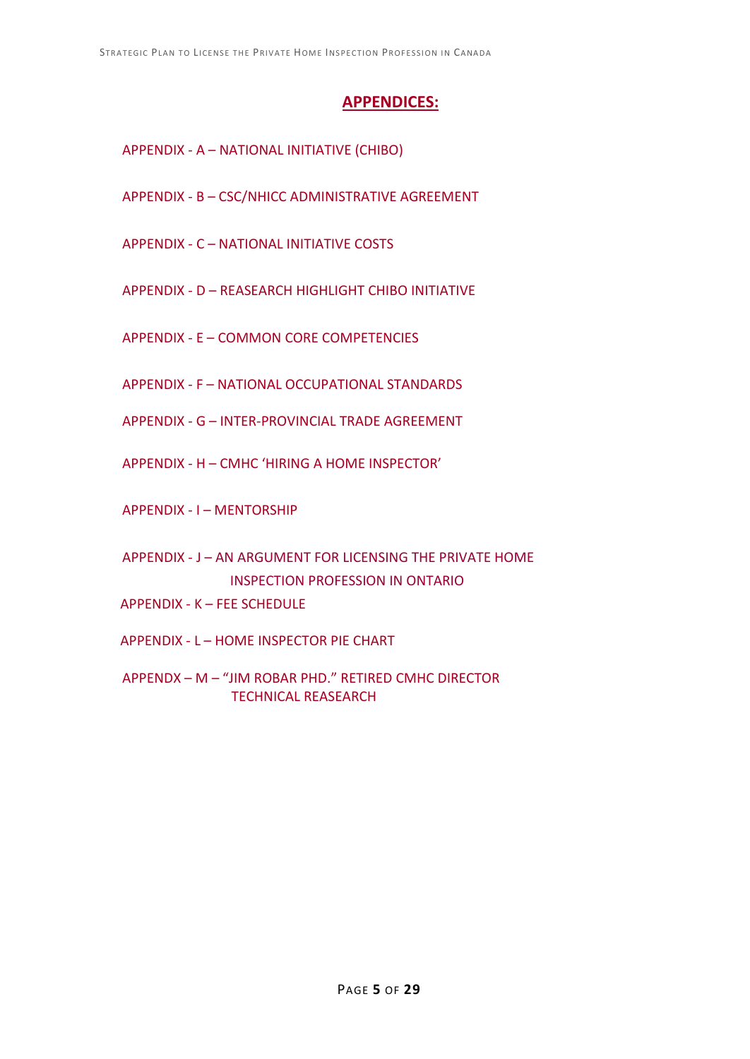## APPENDICES:

APPENDIX - A – NATIONAL INITIATIVE (CHIBO)

APPENDIX - B – CSC/NHICC ADMINISTRATIVE AGREEMENT

APPENDIX - C – NATIONAL INITIATIVE COSTS

APPENDIX - D – REASEARCH HIGHLIGHT CHIBO INITIATIVE

APPENDIX - E – COMMON CORE COMPETENCIES

APPENDIX - F – NATIONAL OCCUPATIONAL STANDARDS

APPENDIX - G – INTER-PROVINCIAL TRADE AGREEMENT

APPENDIX - H – CMHC 'HIRING A HOME INSPECTOR'

APPENDIX - I – MENTORSHIP

APPENDIX - J – AN ARGUMENT FOR LICENSING THE PRIVATE HOME INSPECTION PROFESSION IN ONTARIO

APPENDIX - K – FEE SCHEDULE

APPENDIX - L – HOME INSPECTOR PIE CHART

APPENDX – M – "JIM ROBAR PHD." RETIRED CMHC DIRECTOR TECHNICAL REASEARCH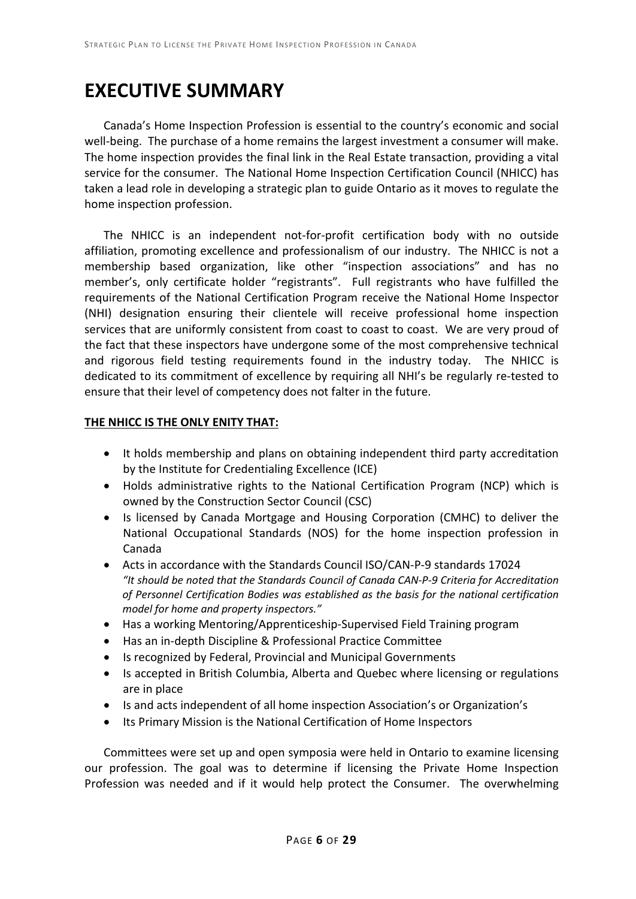# EXECUTIVE SUMMARY

Canada's Home Inspection Profession is essential to the country's economic and social well-being. The purchase of a home remains the largest investment a consumer will make. The home inspection provides the final link in the Real Estate transaction, providing a vital service for the consumer. The National Home Inspection Certification Council (NHICC) has taken a lead role in developing a strategic plan to guide Ontario as it moves to regulate the home inspection profession.

The NHICC is an independent not-for-profit certification body with no outside affiliation, promoting excellence and professionalism of our industry. The NHICC is not a membership based organization, like other "inspection associations" and has no member's, only certificate holder "registrants". Full registrants who have fulfilled the requirements of the National Certification Program receive the National Home Inspector (NHI) designation ensuring their clientele will receive professional home inspection services that are uniformly consistent from coast to coast to coast. We are very proud of the fact that these inspectors have undergone some of the most comprehensive technical and rigorous field testing requirements found in the industry today. The NHICC is dedicated to its commitment of excellence by requiring all NHI's be regularly re-tested to ensure that their level of competency does not falter in the future.

**THE NHICC IS THE ONLY ENITY THAT:**

- It holds membership and plans on obtaining independent third party accreditation by the Institute for Credentialing Excellence (ICE)
- Holds administrative rights to the National Certification Program (NCP) which is owned by the Construction Sector Council (CSC)
- Is licensed by Canada Mortgage and Housing Corporation (CMHC) to deliver the National Occupational Standards (NOS) for the home inspection profession in Canada
- Acts in accordance with the Standards Council ISO/CAN-P-9 standards 17024
  *"It should be noted that the Standards Council of Canada CAN-P-9 Criteria for Accreditation of Personnel Certification Bodies was established as the basis for the national certification model for home and property inspectors."*
- Has a working Mentoring/Apprenticeship-Supervised Field Training program
- Has an in-depth Discipline & Professional Practice Committee
- Is recognized by Federal, Provincial and Municipal Governments
- Is accepted in British Columbia, Alberta and Quebec where licensing or regulations are in place
- Is and acts independent of all home inspection Association's or Organization's
- Its Primary Mission is the National Certification of Home Inspectors

Committees were set up and open symposia were held in Ontario to examine licensing our profession. The goal was to determine if licensing the Private Home Inspection Profession was needed and if it would help protect the Consumer. The overwhelming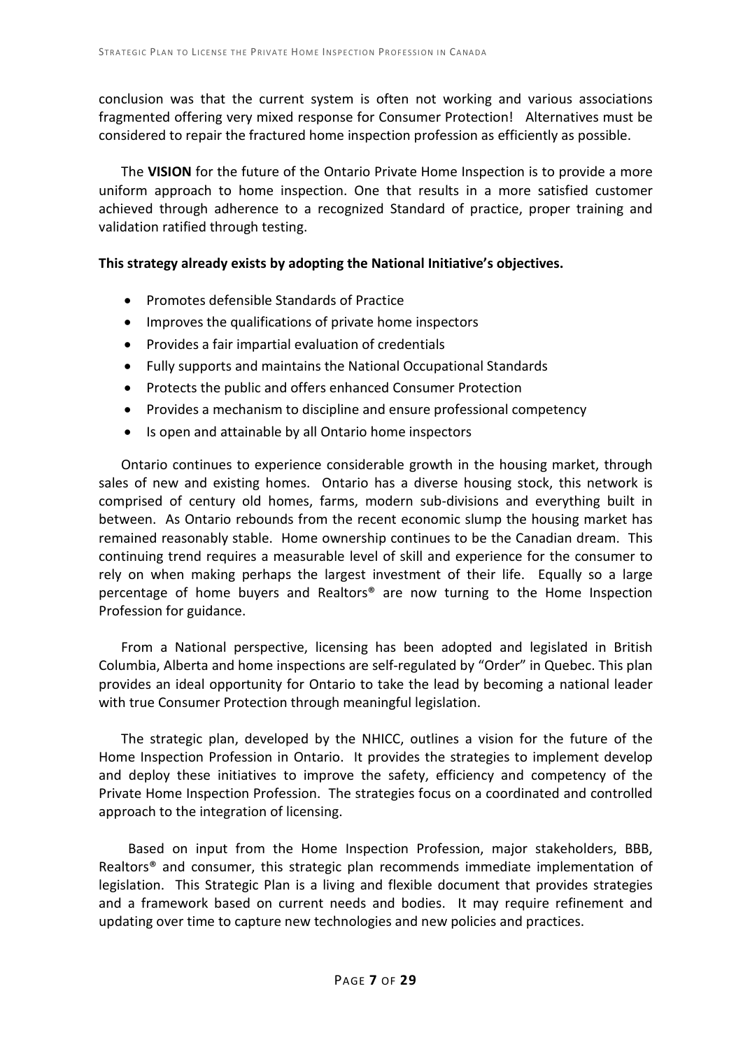conclusion was that the current system is often not working and various associations fragmented offering very mixed response for Consumer Protection! Alternatives must be considered to repair the fractured home inspection profession as efficiently as possible.

The **VISION** for the future of the Ontario Private Home Inspection is to provide a more uniform approach to home inspection. One that results in a more satisfied customer achieved through adherence to a recognized Standard of practice, proper training and validation ratified through testing.

**This strategy already exists by adopting the National Initiative's objectives.**

- Promotes defensible Standards of Practice
- Improves the qualifications of private home inspectors
- Provides a fair impartial evaluation of credentials
- Fully supports and maintains the National Occupational Standards
- Protects the public and offers enhanced Consumer Protection
- Provides a mechanism to discipline and ensure professional competency
- Is open and attainable by all Ontario home inspectors

Ontario continues to experience considerable growth in the housing market, through sales of new and existing homes. Ontario has a diverse housing stock, this network is comprised of century old homes, farms, modern sub-divisions and everything built in between. As Ontario rebounds from the recent economic slump the housing market has remained reasonably stable. Home ownership continues to be the Canadian dream. This continuing trend requires a measurable level of skill and experience for the consumer to rely on when making perhaps the largest investment of their life. Equally so a large percentage of home buyers and Realtors® are now turning to the Home Inspection Profession for guidance.

From a National perspective, licensing has been adopted and legislated in British Columbia, Alberta and home inspections are self-regulated by "Order" in Quebec. This plan provides an ideal opportunity for Ontario to take the lead by becoming a national leader with true Consumer Protection through meaningful legislation.

The strategic plan, developed by the NHICC, outlines a vision for the future of the Home Inspection Profession in Ontario. It provides the strategies to implement develop and deploy these initiatives to improve the safety, efficiency and competency of the Private Home Inspection Profession. The strategies focus on a coordinated and controlled approach to the integration of licensing.

Based on input from the Home Inspection Profession, major stakeholders, BBB, Realtors® and consumer, this strategic plan recommends immediate implementation of legislation. This Strategic Plan is a living and flexible document that provides strategies and a framework based on current needs and bodies. It may require refinement and updating over time to capture new technologies and new policies and practices.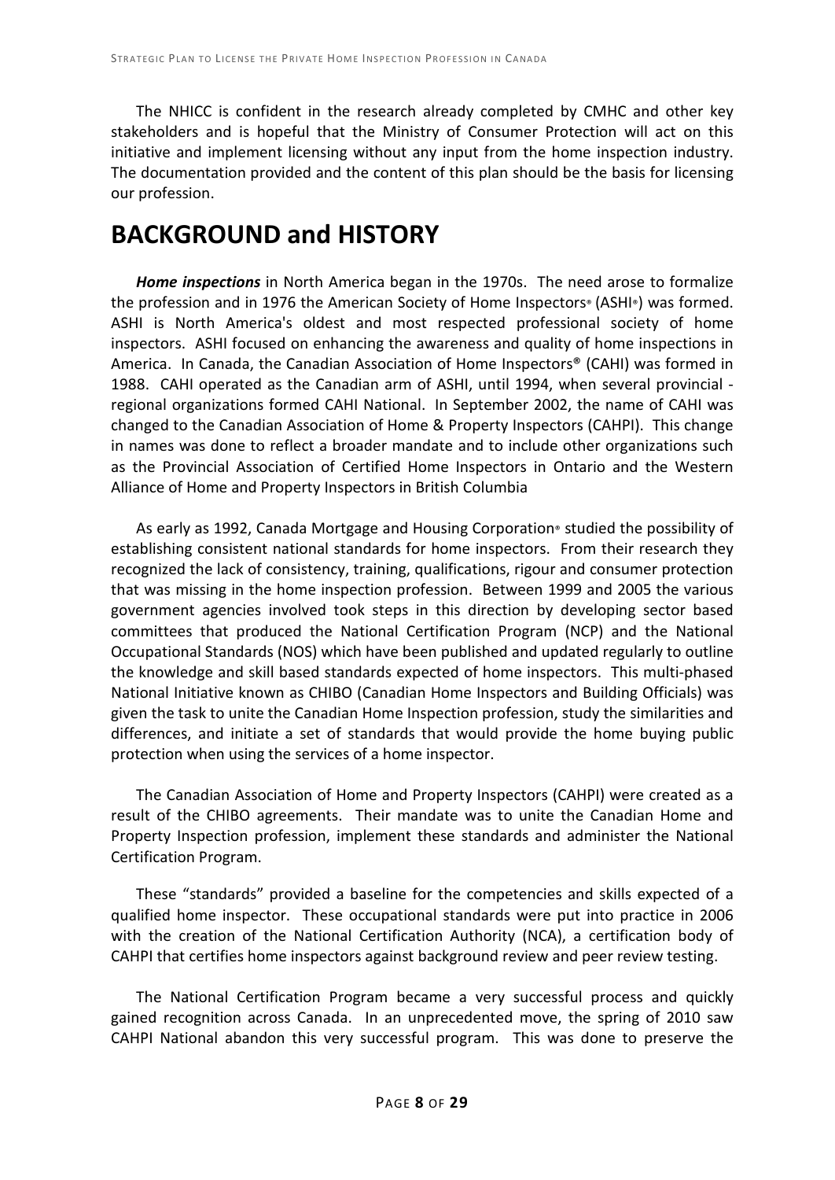The NHICC is confident in the research already completed by CMHC and other key stakeholders and is hopeful that the Ministry of Consumer Protection will act on this initiative and implement licensing without any input from the home inspection industry. The documentation provided and the content of this plan should be the basis for licensing our profession.

# BACKGROUND and HISTORY

***Home inspections*** in North America began in the 1970s. The need arose to formalize the profession and in 1976 the American Society of Home Inspectors® (ASHI®) was formed. ASHI is North America's oldest and most respected professional society of home inspectors. ASHI focused on enhancing the awareness and quality of home inspections in America. In Canada, the Canadian Association of Home Inspectors® (CAHI) was formed in 1988. CAHI operated as the Canadian arm of ASHI, until 1994, when several provincial - regional organizations formed CAHI National. In September 2002, the name of CAHI was changed to the Canadian Association of Home & Property Inspectors (CAHPI). This change in names was done to reflect a broader mandate and to include other organizations such as the Provincial Association of Certified Home Inspectors in Ontario and the Western Alliance of Home and Property Inspectors in British Columbia

As early as 1992, Canada Mortgage and Housing Corporation® studied the possibility of establishing consistent national standards for home inspectors. From their research they recognized the lack of consistency, training, qualifications, rigour and consumer protection that was missing in the home inspection profession. Between 1999 and 2005 the various government agencies involved took steps in this direction by developing sector based committees that produced the National Certification Program (NCP) and the National Occupational Standards (NOS) which have been published and updated regularly to outline the knowledge and skill based standards expected of home inspectors. This multi-phased National Initiative known as CHIBO (Canadian Home Inspectors and Building Officials) was given the task to unite the Canadian Home Inspection profession, study the similarities and differences, and initiate a set of standards that would provide the home buying public protection when using the services of a home inspector.

The Canadian Association of Home and Property Inspectors (CAHPI) were created as a result of the CHIBO agreements. Their mandate was to unite the Canadian Home and Property Inspection profession, implement these standards and administer the National Certification Program.

These "standards" provided a baseline for the competencies and skills expected of a qualified home inspector. These occupational standards were put into practice in 2006 with the creation of the National Certification Authority (NCA), a certification body of CAHPI that certifies home inspectors against background review and peer review testing.

The National Certification Program became a very successful process and quickly gained recognition across Canada. In an unprecedented move, the spring of 2010 saw CAHPI National abandon this very successful program. This was done to preserve the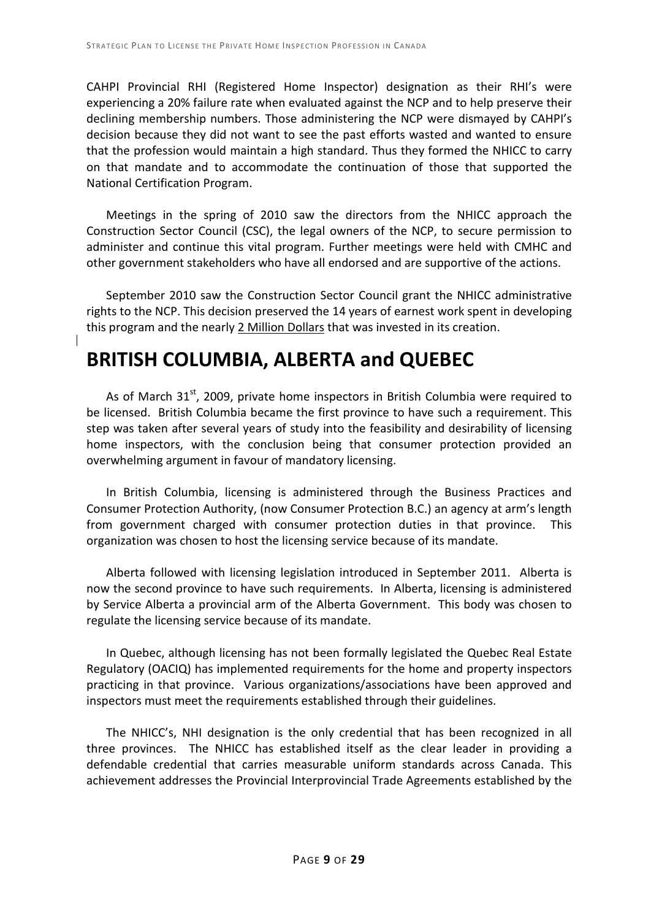CAHPI Provincial RHI (Registered Home Inspector) designation as their RHI's were experiencing a 20% failure rate when evaluated against the NCP and to help preserve their declining membership numbers. Those administering the NCP were dismayed by CAHPI's decision because they did not want to see the past efforts wasted and wanted to ensure that the profession would maintain a high standard. Thus they formed the NHICC to carry on that mandate and to accommodate the continuation of those that supported the National Certification Program.

Meetings in the spring of 2010 saw the directors from the NHICC approach the Construction Sector Council (CSC), the legal owners of the NCP, to secure permission to administer and continue this vital program. Further meetings were held with CMHC and other government stakeholders who have all endorsed and are supportive of the actions.

September 2010 saw the Construction Sector Council grant the NHICC administrative rights to the NCP. This decision preserved the 14 years of earnest work spent in developing this program and the nearly 2 Million Dollars that was invested in its creation.

# BRITISH COLUMBIA, ALBERTA and QUEBEC

As of March 31st, 2009, private home inspectors in British Columbia were required to be licensed. British Columbia became the first province to have such a requirement. This step was taken after several years of study into the feasibility and desirability of licensing home inspectors, with the conclusion being that consumer protection provided an overwhelming argument in favour of mandatory licensing.

In British Columbia, licensing is administered through the Business Practices and Consumer Protection Authority, (now Consumer Protection B.C.) an agency at arm's length from government charged with consumer protection duties in that province. This organization was chosen to host the licensing service because of its mandate.

Alberta followed with licensing legislation introduced in September 2011. Alberta is now the second province to have such requirements. In Alberta, licensing is administered by Service Alberta a provincial arm of the Alberta Government. This body was chosen to regulate the licensing service because of its mandate.

In Quebec, although licensing has not been formally legislated the Quebec Real Estate Regulatory (OACIQ) has implemented requirements for the home and property inspectors practicing in that province. Various organizations/associations have been approved and inspectors must meet the requirements established through their guidelines.

The NHICC's, NHI designation is the only credential that has been recognized in all three provinces. The NHICC has established itself as the clear leader in providing a defendable credential that carries measurable uniform standards across Canada. This achievement addresses the Provincial Interprovincial Trade Agreements established by the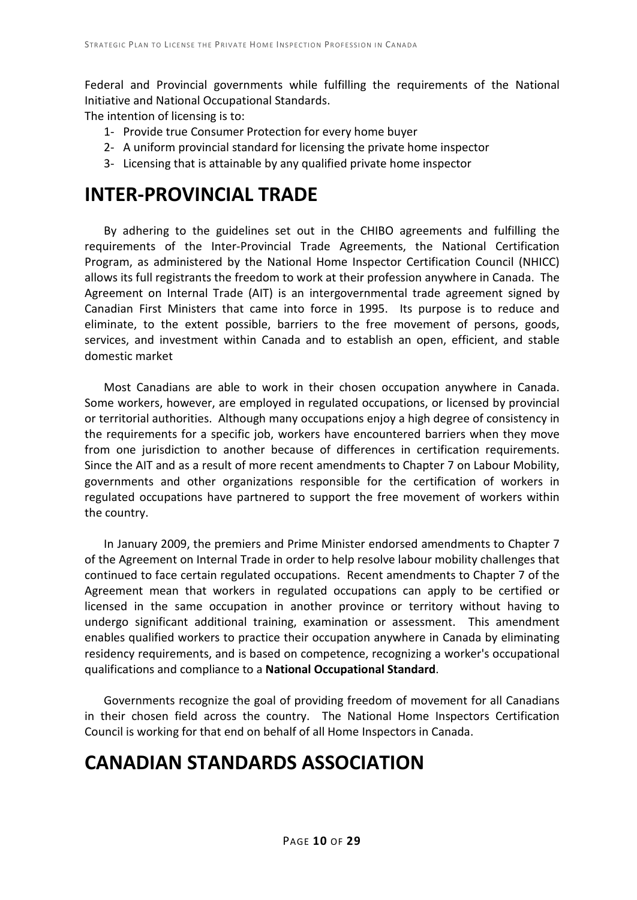Federal and Provincial governments while fulfilling the requirements of the National Initiative and National Occupational Standards.

The intention of licensing is to:

1- Provide true Consumer Protection for every home buyer
2- A uniform provincial standard for licensing the private home inspector
3- Licensing that is attainable by any qualified private home inspector

# INTER-PROVINCIAL TRADE

By adhering to the guidelines set out in the CHIBO agreements and fulfilling the requirements of the Inter-Provincial Trade Agreements, the National Certification Program, as administered by the National Home Inspector Certification Council (NHICC) allows its full registrants the freedom to work at their profession anywhere in Canada. The Agreement on Internal Trade (AIT) is an intergovernmental trade agreement signed by Canadian First Ministers that came into force in 1995. Its purpose is to reduce and eliminate, to the extent possible, barriers to the free movement of persons, goods, services, and investment within Canada and to establish an open, efficient, and stable domestic market

Most Canadians are able to work in their chosen occupation anywhere in Canada. Some workers, however, are employed in regulated occupations, or licensed by provincial or territorial authorities. Although many occupations enjoy a high degree of consistency in the requirements for a specific job, workers have encountered barriers when they move from one jurisdiction to another because of differences in certification requirements. Since the AIT and as a result of more recent amendments to Chapter 7 on Labour Mobility, governments and other organizations responsible for the certification of workers in regulated occupations have partnered to support the free movement of workers within the country.

In January 2009, the premiers and Prime Minister endorsed amendments to Chapter 7 of the Agreement on Internal Trade in order to help resolve labour mobility challenges that continued to face certain regulated occupations. Recent amendments to Chapter 7 of the Agreement mean that workers in regulated occupations can apply to be certified or licensed in the same occupation in another province or territory without having to undergo significant additional training, examination or assessment. This amendment enables qualified workers to practice their occupation anywhere in Canada by eliminating residency requirements, and is based on competence, recognizing a worker's occupational qualifications and compliance to a **National Occupational Standard**.

Governments recognize the goal of providing freedom of movement for all Canadians in their chosen field across the country. The National Home Inspectors Certification Council is working for that end on behalf of all Home Inspectors in Canada.

# CANADIAN STANDARDS ASSOCIATION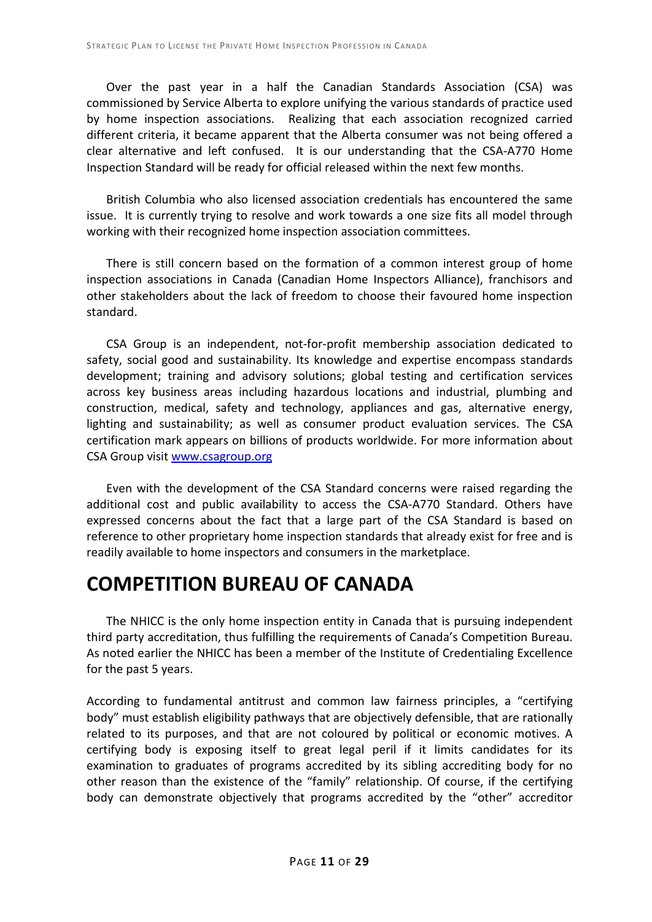Over the past year in a half the Canadian Standards Association (CSA) was commissioned by Service Alberta to explore unifying the various standards of practice used by home inspection associations. Realizing that each association recognized carried different criteria, it became apparent that the Alberta consumer was not being offered a clear alternative and left confused. It is our understanding that the CSA-A770 Home Inspection Standard will be ready for official released within the next few months.

British Columbia who also licensed association credentials has encountered the same issue. It is currently trying to resolve and work towards a one size fits all model through working with their recognized home inspection association committees.

There is still concern based on the formation of a common interest group of home inspection associations in Canada (Canadian Home Inspectors Alliance), franchisors and other stakeholders about the lack of freedom to choose their favoured home inspection standard.

CSA Group is an independent, not-for-profit membership association dedicated to safety, social good and sustainability. Its knowledge and expertise encompass standards development; training and advisory solutions; global testing and certification services across key business areas including hazardous locations and industrial, plumbing and construction, medical, safety and technology, appliances and gas, alternative energy, lighting and sustainability; as well as consumer product evaluation services. The CSA certification mark appears on billions of products worldwide. For more information about CSA Group visit [www.csagroup.org](http://www.csagroup.org)

Even with the development of the CSA Standard concerns were raised regarding the additional cost and public availability to access the CSA-A770 Standard. Others have expressed concerns about the fact that a large part of the CSA Standard is based on reference to other proprietary home inspection standards that already exist for free and is readily available to home inspectors and consumers in the marketplace.

# COMPETITION BUREAU OF CANADA

The NHICC is the only home inspection entity in Canada that is pursuing independent third party accreditation, thus fulfilling the requirements of Canada's Competition Bureau. As noted earlier the NHICC has been a member of the Institute of Credentialing Excellence for the past 5 years.

According to fundamental antitrust and common law fairness principles, a "certifying body" must establish eligibility pathways that are objectively defensible, that are rationally related to its purposes, and that are not coloured by political or economic motives. A certifying body is exposing itself to great legal peril if it limits candidates for its examination to graduates of programs accredited by its sibling accrediting body for no other reason than the existence of the "family" relationship. Of course, if the certifying body can demonstrate objectively that programs accredited by the "other" accreditor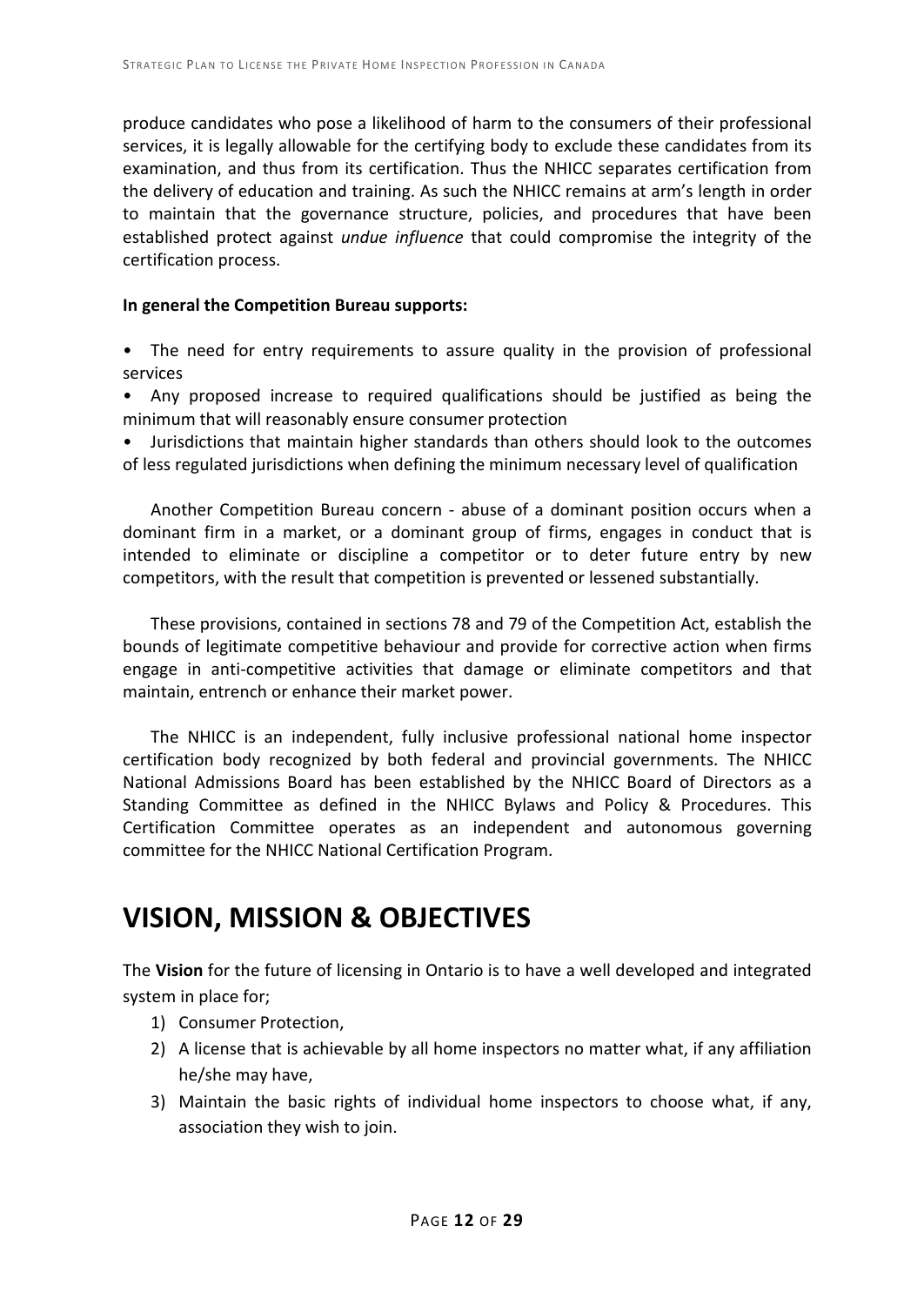produce candidates who pose a likelihood of harm to the consumers of their professional services, it is legally allowable for the certifying body to exclude these candidates from its examination, and thus from its certification. Thus the NHICC separates certification from the delivery of education and training. As such the NHICC remains at arm's length in order to maintain that the governance structure, policies, and procedures that have been established protect against *undue influence* that could compromise the integrity of the certification process.

**In general the Competition Bureau supports:**

- The need for entry requirements to assure quality in the provision of professional services
- Any proposed increase to required qualifications should be justified as being the minimum that will reasonably ensure consumer protection
- Jurisdictions that maintain higher standards than others should look to the outcomes of less regulated jurisdictions when defining the minimum necessary level of qualification

Another Competition Bureau concern - abuse of a dominant position occurs when a dominant firm in a market, or a dominant group of firms, engages in conduct that is intended to eliminate or discipline a competitor or to deter future entry by new competitors, with the result that competition is prevented or lessened substantially.

These provisions, contained in sections 78 and 79 of the Competition Act, establish the bounds of legitimate competitive behaviour and provide for corrective action when firms engage in anti-competitive activities that damage or eliminate competitors and that maintain, entrench or enhance their market power.

The NHICC is an independent, fully inclusive professional national home inspector certification body recognized by both federal and provincial governments. The NHICC National Admissions Board has been established by the NHICC Board of Directors as a Standing Committee as defined in the NHICC Bylaws and Policy & Procedures. This Certification Committee operates as an independent and autonomous governing committee for the NHICC National Certification Program.

# VISION, MISSION & OBJECTIVES

The **Vision** for the future of licensing in Ontario is to have a well developed and integrated system in place for;

1) Consumer Protection,
2) A license that is achievable by all home inspectors no matter what, if any affiliation he/she may have,
3) Maintain the basic rights of individual home inspectors to choose what, if any, association they wish to join.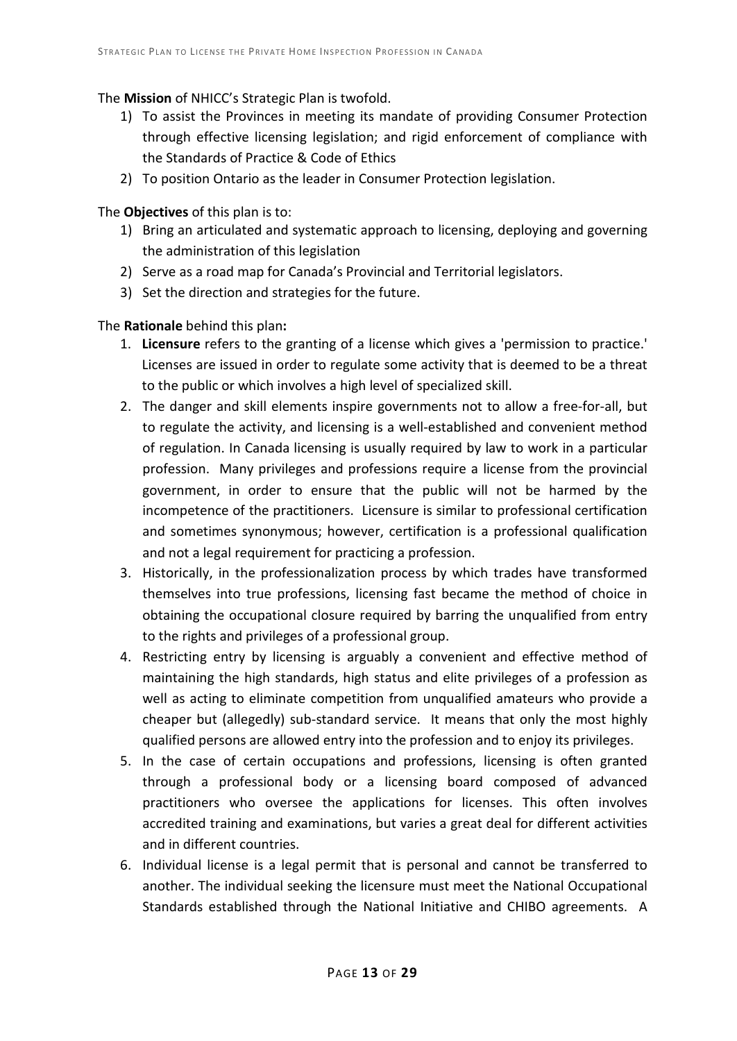The **Mission** of NHICC's Strategic Plan is twofold.

1) To assist the Provinces in meeting its mandate of providing Consumer Protection through effective licensing legislation; and rigid enforcement of compliance with the Standards of Practice & Code of Ethics
2) To position Ontario as the leader in Consumer Protection legislation.

The **Objectives** of this plan is to:

1) Bring an articulated and systematic approach to licensing, deploying and governing the administration of this legislation
2) Serve as a road map for Canada's Provincial and Territorial legislators.
3) Set the direction and strategies for the future.

The **Rationale** behind this plan**:**

1. **Licensure** refers to the granting of a license which gives a 'permission to practice.' Licenses are issued in order to regulate some activity that is deemed to be a threat to the public or which involves a high level of specialized skill.
2. The danger and skill elements inspire governments not to allow a free-for-all, but to regulate the activity, and licensing is a well-established and convenient method of regulation. In Canada licensing is usually required by law to work in a particular profession. Many privileges and professions require a license from the provincial government, in order to ensure that the public will not be harmed by the incompetence of the practitioners. Licensure is similar to professional certification and sometimes synonymous; however, certification is a professional qualification and not a legal requirement for practicing a profession.
3. Historically, in the professionalization process by which trades have transformed themselves into true professions, licensing fast became the method of choice in obtaining the occupational closure required by barring the unqualified from entry to the rights and privileges of a professional group.
4. Restricting entry by licensing is arguably a convenient and effective method of maintaining the high standards, high status and elite privileges of a profession as well as acting to eliminate competition from unqualified amateurs who provide a cheaper but (allegedly) sub-standard service. It means that only the most highly qualified persons are allowed entry into the profession and to enjoy its privileges.
5. In the case of certain occupations and professions, licensing is often granted through a professional body or a licensing board composed of advanced practitioners who oversee the applications for licenses. This often involves accredited training and examinations, but varies a great deal for different activities and in different countries.
6. Individual license is a legal permit that is personal and cannot be transferred to another. The individual seeking the licensure must meet the National Occupational Standards established through the National Initiative and CHIBO agreements. A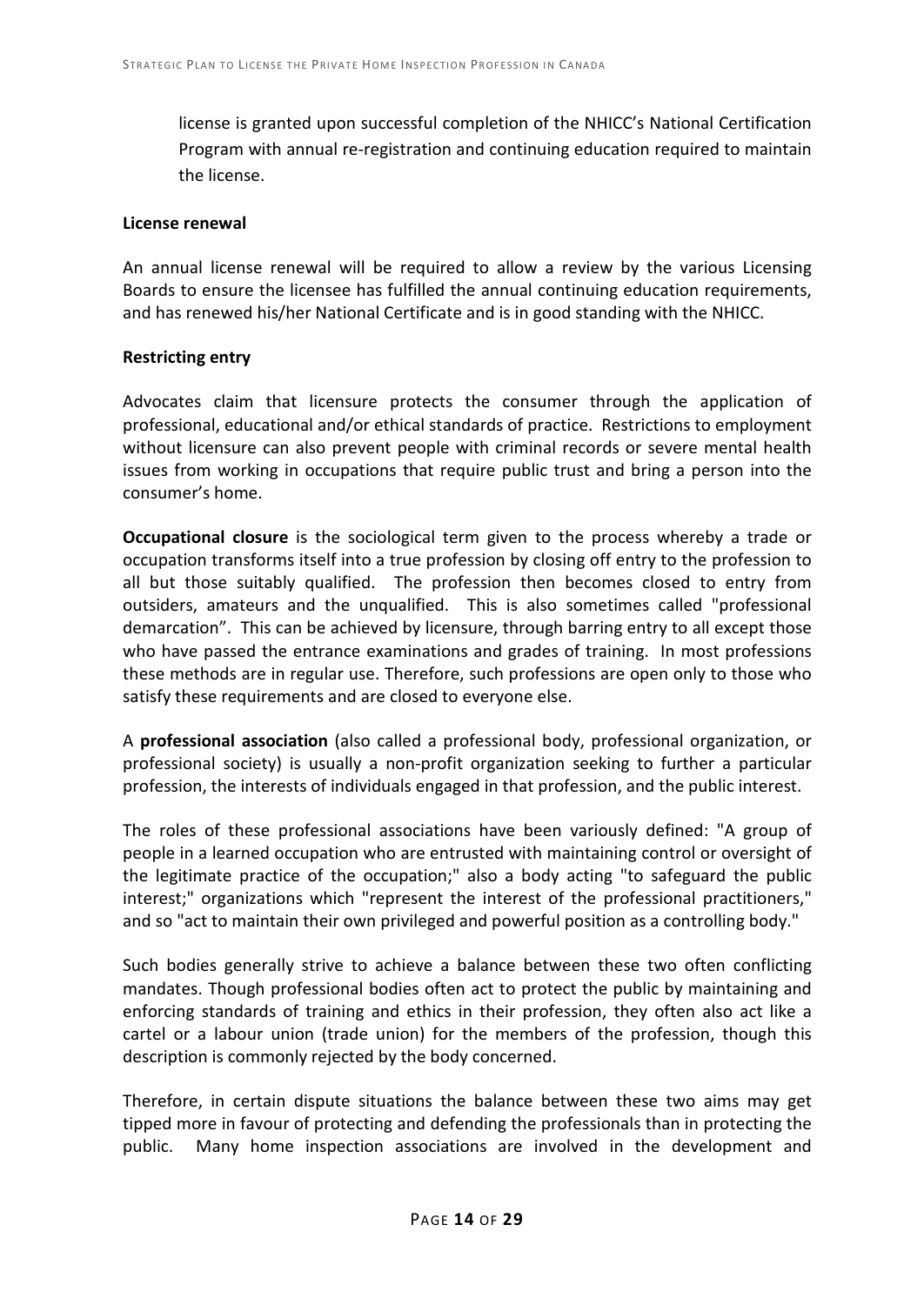license is granted upon successful completion of the NHICC's National Certification Program with annual re-registration and continuing education required to maintain the license.

**License renewal**

An annual license renewal will be required to allow a review by the various Licensing Boards to ensure the licensee has fulfilled the annual continuing education requirements, and has renewed his/her National Certificate and is in good standing with the NHICC.

**Restricting entry**

Advocates claim that licensure protects the consumer through the application of professional, educational and/or ethical standards of practice. Restrictions to employment without licensure can also prevent people with criminal records or severe mental health issues from working in occupations that require public trust and bring a person into the consumer's home.

**Occupational closure** is the sociological term given to the process whereby a trade or occupation transforms itself into a true profession by closing off entry to the profession to all but those suitably qualified. The profession then becomes closed to entry from outsiders, amateurs and the unqualified. This is also sometimes called "professional demarcation". This can be achieved by licensure, through barring entry to all except those who have passed the entrance examinations and grades of training. In most professions these methods are in regular use. Therefore, such professions are open only to those who satisfy these requirements and are closed to everyone else.

A **professional association** (also called a professional body, professional organization, or professional society) is usually a non-profit organization seeking to further a particular profession, the interests of individuals engaged in that profession, and the public interest.

The roles of these professional associations have been variously defined: "A group of people in a learned occupation who are entrusted with maintaining control or oversight of the legitimate practice of the occupation;" also a body acting "to safeguard the public interest;" organizations which "represent the interest of the professional practitioners," and so "act to maintain their own privileged and powerful position as a controlling body."

Such bodies generally strive to achieve a balance between these two often conflicting mandates. Though professional bodies often act to protect the public by maintaining and enforcing standards of training and ethics in their profession, they often also act like a cartel or a labour union (trade union) for the members of the profession, though this description is commonly rejected by the body concerned.

Therefore, in certain dispute situations the balance between these two aims may get tipped more in favour of protecting and defending the professionals than in protecting the public. Many home inspection associations are involved in the development and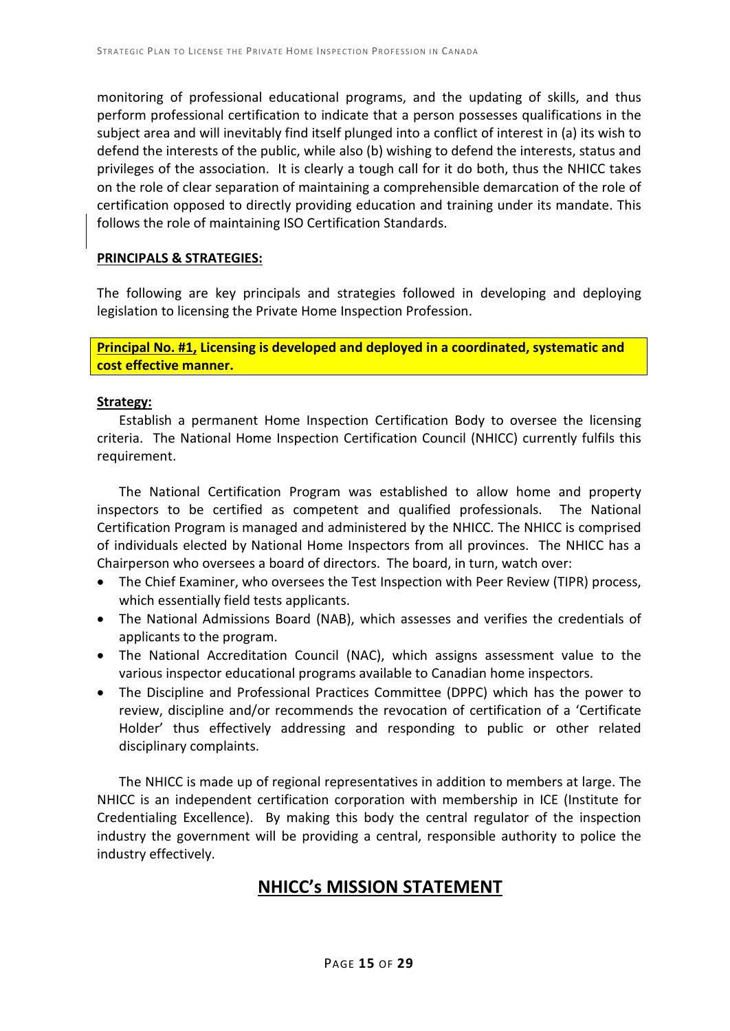monitoring of professional educational programs, and the updating of skills, and thus perform professional certification to indicate that a person possesses qualifications in the subject area and will inevitably find itself plunged into a conflict of interest in (a) its wish to defend the interests of the public, while also (b) wishing to defend the interests, status and privileges of the association. It is clearly a tough call for it do both, thus the NHICC takes on the role of clear separation of maintaining a comprehensible demarcation of the role of certification opposed to directly providing education and training under its mandate. This follows the role of maintaining ISO Certification Standards.

**PRINCIPALS & STRATEGIES:**

The following are key principals and strategies followed in developing and deploying legislation to licensing the Private Home Inspection Profession.

**Principal No. #1, Licensing is developed and deployed in a coordinated, systematic and cost effective manner.**

**Strategy:**

Establish a permanent Home Inspection Certification Body to oversee the licensing criteria. The National Home Inspection Certification Council (NHICC) currently fulfils this requirement.

The National Certification Program was established to allow home and property inspectors to be certified as competent and qualified professionals. The National Certification Program is managed and administered by the NHICC. The NHICC is comprised of individuals elected by National Home Inspectors from all provinces. The NHICC has a Chairperson who oversees a board of directors. The board, in turn, watch over:

- The Chief Examiner, who oversees the Test Inspection with Peer Review (TIPR) process, which essentially field tests applicants.
- The National Admissions Board (NAB), which assesses and verifies the credentials of applicants to the program.
- The National Accreditation Council (NAC), which assigns assessment value to the various inspector educational programs available to Canadian home inspectors.
- The Discipline and Professional Practices Committee (DPPC) which has the power to review, discipline and/or recommends the revocation of certification of a 'Certificate Holder' thus effectively addressing and responding to public or other related disciplinary complaints.

The NHICC is made up of regional representatives in addition to members at large. The NHICC is an independent certification corporation with membership in ICE (Institute for Credentialing Excellence). By making this body the central regulator of the inspection industry the government will be providing a central, responsible authority to police the industry effectively.

## NHICC's MISSION STATEMENT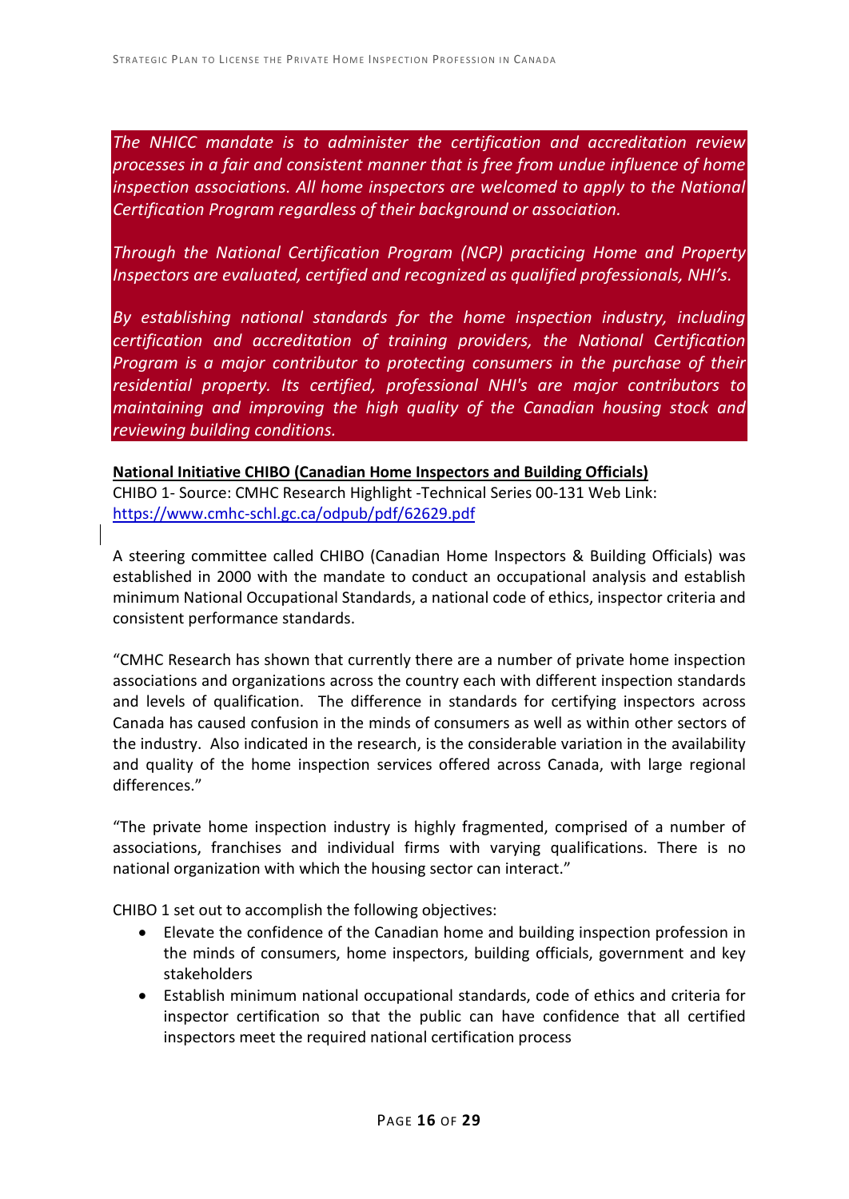*The NHICC mandate is to administer the certification and accreditation review processes in a fair and consistent manner that is free from undue influence of home inspection associations. All home inspectors are welcomed to apply to the National Certification Program regardless of their background or association.*

*Through the National Certification Program (NCP) practicing Home and Property Inspectors are evaluated, certified and recognized as qualified professionals, NHI's.*

*By establishing national standards for the home inspection industry, including certification and accreditation of training providers, the National Certification Program is a major contributor to protecting consumers in the purchase of their residential property. Its certified, professional NHI's are major contributors to maintaining and improving the high quality of the Canadian housing stock and reviewing building conditions.*

**National Initiative CHIBO (Canadian Home Inspectors and Building Officials)**

CHIBO 1- Source: CMHC Research Highlight -Technical Series 00-131 Web Link: https://www.cmhc-schl.gc.ca/odpub/pdf/62629.pdf

A steering committee called CHIBO (Canadian Home Inspectors & Building Officials) was established in 2000 with the mandate to conduct an occupational analysis and establish minimum National Occupational Standards, a national code of ethics, inspector criteria and consistent performance standards.

"CMHC Research has shown that currently there are a number of private home inspection associations and organizations across the country each with different inspection standards and levels of qualification. The difference in standards for certifying inspectors across Canada has caused confusion in the minds of consumers as well as within other sectors of the industry. Also indicated in the research, is the considerable variation in the availability and quality of the home inspection services offered across Canada, with large regional differences."

"The private home inspection industry is highly fragmented, comprised of a number of associations, franchises and individual firms with varying qualifications. There is no national organization with which the housing sector can interact."

CHIBO 1 set out to accomplish the following objectives:

- Elevate the confidence of the Canadian home and building inspection profession in the minds of consumers, home inspectors, building officials, government and key stakeholders
- Establish minimum national occupational standards, code of ethics and criteria for inspector certification so that the public can have confidence that all certified inspectors meet the required national certification process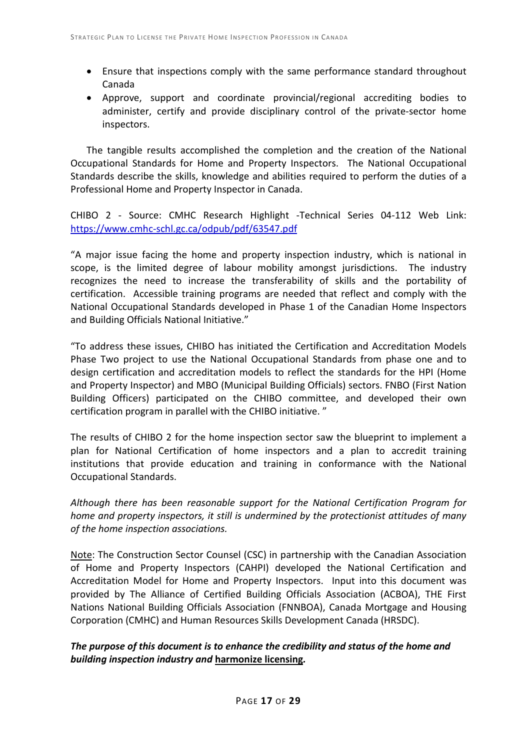- Ensure that inspections comply with the same performance standard throughout Canada
- Approve, support and coordinate provincial/regional accrediting bodies to administer, certify and provide disciplinary control of the private-sector home inspectors.

The tangible results accomplished the completion and the creation of the National Occupational Standards for Home and Property Inspectors. The National Occupational Standards describe the skills, knowledge and abilities required to perform the duties of a Professional Home and Property Inspector in Canada.

CHIBO 2 - Source: CMHC Research Highlight -Technical Series 04-112 Web Link: [https://www.cmhc-schl.gc.ca/odpub/pdf/63547.pdf](https://www.cmhc-schl.gc.ca/odpub/pdf/63547.pdf)

"A major issue facing the home and property inspection industry, which is national in scope, is the limited degree of labour mobility amongst jurisdictions. The industry recognizes the need to increase the transferability of skills and the portability of certification. Accessible training programs are needed that reflect and comply with the National Occupational Standards developed in Phase 1 of the Canadian Home Inspectors and Building Officials National Initiative."

"To address these issues, CHIBO has initiated the Certification and Accreditation Models Phase Two project to use the National Occupational Standards from phase one and to design certification and accreditation models to reflect the standards for the HPI (Home and Property Inspector) and MBO (Municipal Building Officials) sectors. FNBO (First Nation Building Officers) participated on the CHIBO committee, and developed their own certification program in parallel with the CHIBO initiative. "

The results of CHIBO 2 for the home inspection sector saw the blueprint to implement a plan for National Certification of home inspectors and a plan to accredit training institutions that provide education and training in conformance with the National Occupational Standards.

*Although there has been reasonable support for the National Certification Program for home and property inspectors, it still is undermined by the protectionist attitudes of many of the home inspection associations.*

<u>Note</u>: The Construction Sector Counsel (CSC) in partnership with the Canadian Association of Home and Property Inspectors (CAHPI) developed the National Certification and Accreditation Model for Home and Property Inspectors. Input into this document was provided by The Alliance of Certified Building Officials Association (ACBOA), THE First Nations National Building Officials Association (FNNBOA), Canada Mortgage and Housing Corporation (CMHC) and Human Resources Skills Development Canada (HRSDC).

***The purpose of this document is to enhance the credibility and status of the home and building inspection industry and <u>harmonize licensing</u>.***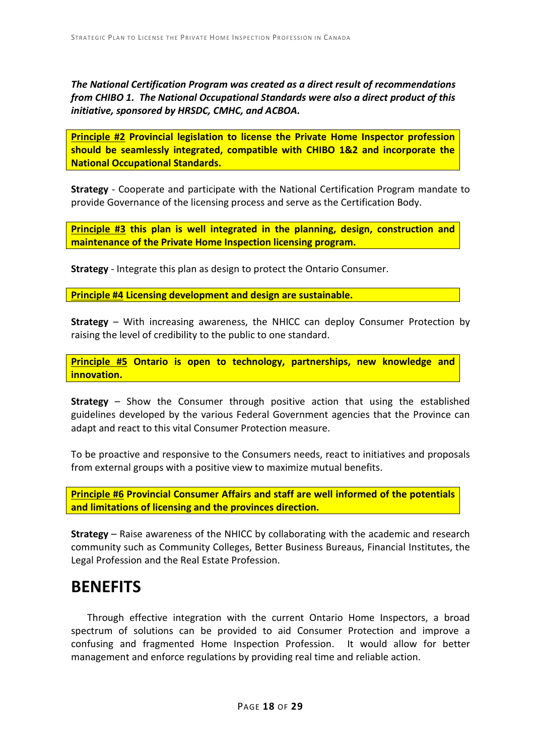***The National Certification Program was created as a direct result of recommendations from CHIBO 1. The National Occupational Standards were also a direct product of this initiative, sponsored by HRSDC, CMHC, and ACBOA.***

**Principle #2 Provincial legislation to license the Private Home Inspector profession should be seamlessly integrated, compatible with CHIBO 1&2 and incorporate the National Occupational Standards.**

**Strategy** - Cooperate and participate with the National Certification Program mandate to provide Governance of the licensing process and serve as the Certification Body.

**Principle #3 this plan is well integrated in the planning, design, construction and maintenance of the Private Home Inspection licensing program.**

**Strategy** - Integrate this plan as design to protect the Ontario Consumer.

**Principle #4 Licensing development and design are sustainable.**

**Strategy** – With increasing awareness, the NHICC can deploy Consumer Protection by raising the level of credibility to the public to one standard.

**Principle #5 Ontario is open to technology, partnerships, new knowledge and innovation.**

**Strategy** – Show the Consumer through positive action that using the established guidelines developed by the various Federal Government agencies that the Province can adapt and react to this vital Consumer Protection measure.

To be proactive and responsive to the Consumers needs, react to initiatives and proposals from external groups with a positive view to maximize mutual benefits.

**Principle #6 Provincial Consumer Affairs and staff are well informed of the potentials and limitations of licensing and the provinces direction.**

**Strategy** – Raise awareness of the NHICC by collaborating with the academic and research community such as Community Colleges, Better Business Bureaus, Financial Institutes, the Legal Profession and the Real Estate Profession.

# BENEFITS

Through effective integration with the current Ontario Home Inspectors, a broad spectrum of solutions can be provided to aid Consumer Protection and improve a confusing and fragmented Home Inspection Profession. It would allow for better management and enforce regulations by providing real time and reliable action.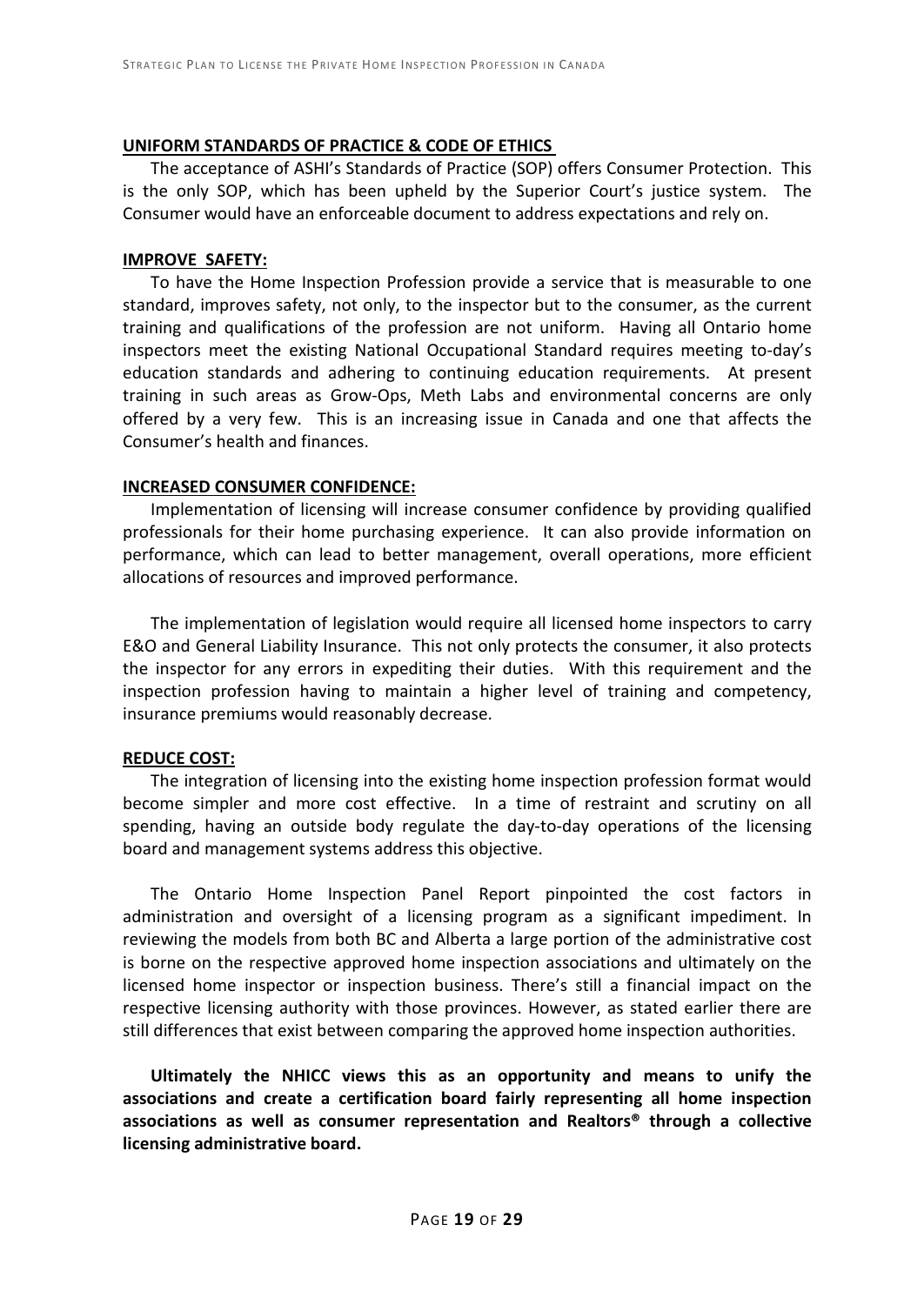## UNIFORM STANDARDS OF PRACTICE & CODE OF ETHICS

The acceptance of ASHI's Standards of Practice (SOP) offers Consumer Protection. This is the only SOP, which has been upheld by the Superior Court's justice system. The Consumer would have an enforceable document to address expectations and rely on.

## IMPROVE SAFETY:

To have the Home Inspection Profession provide a service that is measurable to one standard, improves safety, not only, to the inspector but to the consumer, as the current training and qualifications of the profession are not uniform. Having all Ontario home inspectors meet the existing National Occupational Standard requires meeting to-day's education standards and adhering to continuing education requirements. At present training in such areas as Grow-Ops, Meth Labs and environmental concerns are only offered by a very few. This is an increasing issue in Canada and one that affects the Consumer's health and finances.

## INCREASED CONSUMER CONFIDENCE:

Implementation of licensing will increase consumer confidence by providing qualified professionals for their home purchasing experience. It can also provide information on performance, which can lead to better management, overall operations, more efficient allocations of resources and improved performance.

The implementation of legislation would require all licensed home inspectors to carry E&O and General Liability Insurance. This not only protects the consumer, it also protects the inspector for any errors in expediting their duties. With this requirement and the inspection profession having to maintain a higher level of training and competency, insurance premiums would reasonably decrease.

## REDUCE COST:

The integration of licensing into the existing home inspection profession format would become simpler and more cost effective. In a time of restraint and scrutiny on all spending, having an outside body regulate the day-to-day operations of the licensing board and management systems address this objective.

The Ontario Home Inspection Panel Report pinpointed the cost factors in administration and oversight of a licensing program as a significant impediment. In reviewing the models from both BC and Alberta a large portion of the administrative cost is borne on the respective approved home inspection associations and ultimately on the licensed home inspector or inspection business. There's still a financial impact on the respective licensing authority with those provinces. However, as stated earlier there are still differences that exist between comparing the approved home inspection authorities.

**Ultimately the NHICC views this as an opportunity and means to unify the associations and create a certification board fairly representing all home inspection associations as well as consumer representation and Realtors® through a collective licensing administrative board.**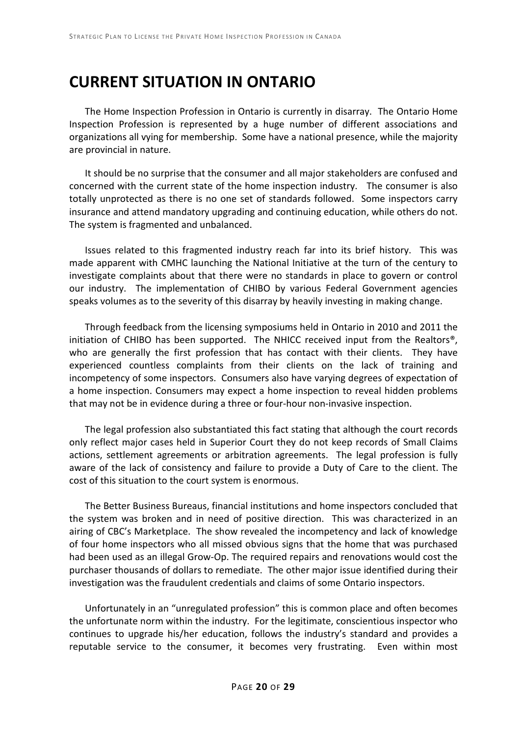# CURRENT SITUATION IN ONTARIO

The Home Inspection Profession in Ontario is currently in disarray. The Ontario Home Inspection Profession is represented by a huge number of different associations and organizations all vying for membership. Some have a national presence, while the majority are provincial in nature.

It should be no surprise that the consumer and all major stakeholders are confused and concerned with the current state of the home inspection industry. The consumer is also totally unprotected as there is no one set of standards followed. Some inspectors carry insurance and attend mandatory upgrading and continuing education, while others do not. The system is fragmented and unbalanced.

Issues related to this fragmented industry reach far into its brief history. This was made apparent with CMHC launching the National Initiative at the turn of the century to investigate complaints about that there were no standards in place to govern or control our industry. The implementation of CHIBO by various Federal Government agencies speaks volumes as to the severity of this disarray by heavily investing in making change.

Through feedback from the licensing symposiums held in Ontario in 2010 and 2011 the initiation of CHIBO has been supported. The NHICC received input from the Realtors®, who are generally the first profession that has contact with their clients. They have experienced countless complaints from their clients on the lack of training and incompetency of some inspectors. Consumers also have varying degrees of expectation of a home inspection. Consumers may expect a home inspection to reveal hidden problems that may not be in evidence during a three or four-hour non-invasive inspection.

The legal profession also substantiated this fact stating that although the court records only reflect major cases held in Superior Court they do not keep records of Small Claims actions, settlement agreements or arbitration agreements. The legal profession is fully aware of the lack of consistency and failure to provide a Duty of Care to the client. The cost of this situation to the court system is enormous.

The Better Business Bureaus, financial institutions and home inspectors concluded that the system was broken and in need of positive direction. This was characterized in an airing of CBC's Marketplace. The show revealed the incompetency and lack of knowledge of four home inspectors who all missed obvious signs that the home that was purchased had been used as an illegal Grow-Op. The required repairs and renovations would cost the purchaser thousands of dollars to remediate. The other major issue identified during their investigation was the fraudulent credentials and claims of some Ontario inspectors.

Unfortunately in an "unregulated profession" this is common place and often becomes the unfortunate norm within the industry. For the legitimate, conscientious inspector who continues to upgrade his/her education, follows the industry's standard and provides a reputable service to the consumer, it becomes very frustrating. Even within most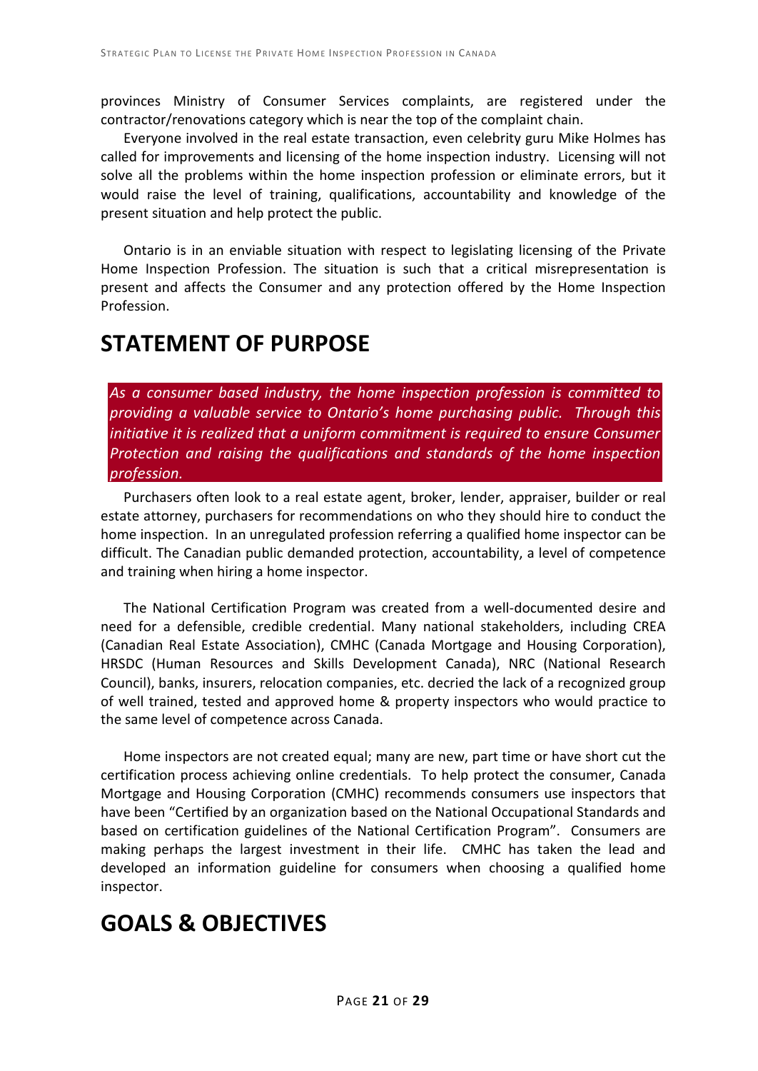provinces Ministry of Consumer Services complaints, are registered under the contractor/renovations category which is near the top of the complaint chain.

Everyone involved in the real estate transaction, even celebrity guru Mike Holmes has called for improvements and licensing of the home inspection industry. Licensing will not solve all the problems within the home inspection profession or eliminate errors, but it would raise the level of training, qualifications, accountability and knowledge of the present situation and help protect the public.

Ontario is in an enviable situation with respect to legislating licensing of the Private Home Inspection Profession. The situation is such that a critical misrepresentation is present and affects the Consumer and any protection offered by the Home Inspection Profession.

# STATEMENT OF PURPOSE

*As a consumer based industry, the home inspection profession is committed to providing a valuable service to Ontario's home purchasing public. Through this initiative it is realized that a uniform commitment is required to ensure Consumer Protection and raising the qualifications and standards of the home inspection profession.*

Purchasers often look to a real estate agent, broker, lender, appraiser, builder or real estate attorney, purchasers for recommendations on who they should hire to conduct the home inspection. In an unregulated profession referring a qualified home inspector can be difficult. The Canadian public demanded protection, accountability, a level of competence and training when hiring a home inspector.

The National Certification Program was created from a well-documented desire and need for a defensible, credible credential. Many national stakeholders, including CREA (Canadian Real Estate Association), CMHC (Canada Mortgage and Housing Corporation), HRSDC (Human Resources and Skills Development Canada), NRC (National Research Council), banks, insurers, relocation companies, etc. decried the lack of a recognized group of well trained, tested and approved home & property inspectors who would practice to the same level of competence across Canada.

Home inspectors are not created equal; many are new, part time or have short cut the certification process achieving online credentials. To help protect the consumer, Canada Mortgage and Housing Corporation (CMHC) recommends consumers use inspectors that have been "Certified by an organization based on the National Occupational Standards and based on certification guidelines of the National Certification Program". Consumers are making perhaps the largest investment in their life. CMHC has taken the lead and developed an information guideline for consumers when choosing a qualified home inspector.

# GOALS & OBJECTIVES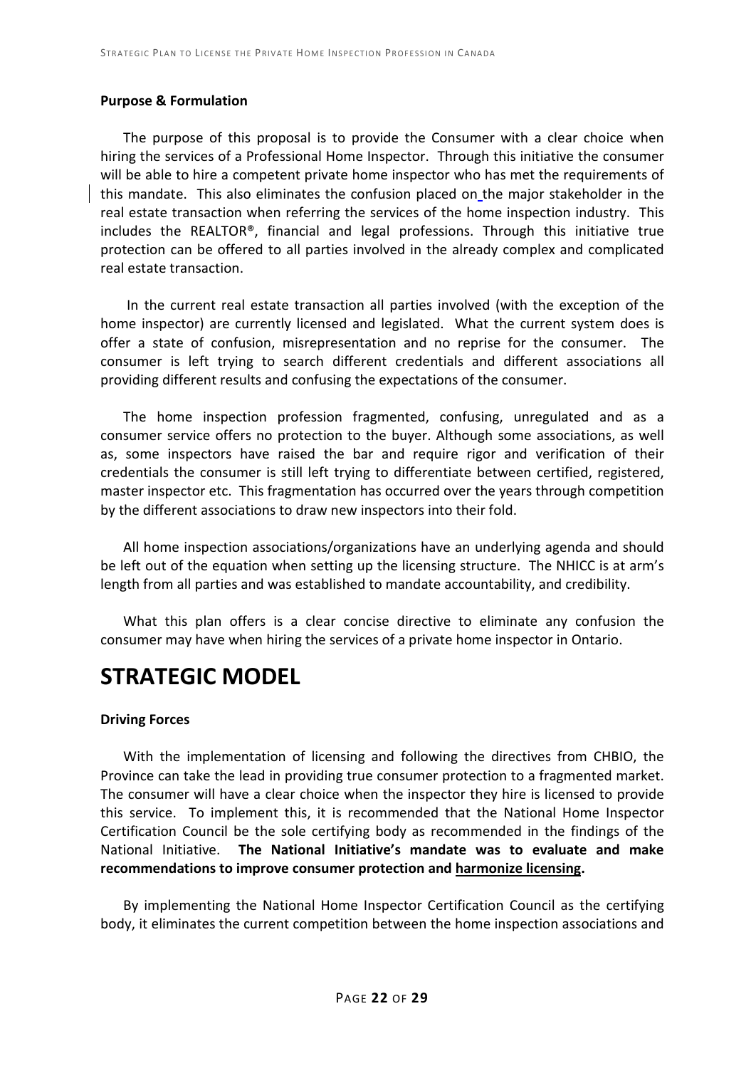**Purpose & Formulation**

The purpose of this proposal is to provide the Consumer with a clear choice when hiring the services of a Professional Home Inspector. Through this initiative the consumer will be able to hire a competent private home inspector who has met the requirements of this mandate. This also eliminates the confusion placed on the major stakeholder in the real estate transaction when referring the services of the home inspection industry. This includes the REALTOR®, financial and legal professions. Through this initiative true protection can be offered to all parties involved in the already complex and complicated real estate transaction.

In the current real estate transaction all parties involved (with the exception of the home inspector) are currently licensed and legislated. What the current system does is offer a state of confusion, misrepresentation and no reprise for the consumer. The consumer is left trying to search different credentials and different associations all providing different results and confusing the expectations of the consumer.

The home inspection profession fragmented, confusing, unregulated and as a consumer service offers no protection to the buyer. Although some associations, as well as, some inspectors have raised the bar and require rigor and verification of their credentials the consumer is still left trying to differentiate between certified, registered, master inspector etc. This fragmentation has occurred over the years through competition by the different associations to draw new inspectors into their fold.

All home inspection associations/organizations have an underlying agenda and should be left out of the equation when setting up the licensing structure. The NHICC is at arm's length from all parties and was established to mandate accountability, and credibility.

What this plan offers is a clear concise directive to eliminate any confusion the consumer may have when hiring the services of a private home inspector in Ontario.

# STRATEGIC MODEL

**Driving Forces**

With the implementation of licensing and following the directives from CHBIO, the Province can take the lead in providing true consumer protection to a fragmented market. The consumer will have a clear choice when the inspector they hire is licensed to provide this service. To implement this, it is recommended that the National Home Inspector Certification Council be the sole certifying body as recommended in the findings of the National Initiative. **The National Initiative's mandate was to evaluate and make recommendations to improve consumer protection and <u>harmonize licensing</u>.**

By implementing the National Home Inspector Certification Council as the certifying body, it eliminates the current competition between the home inspection associations and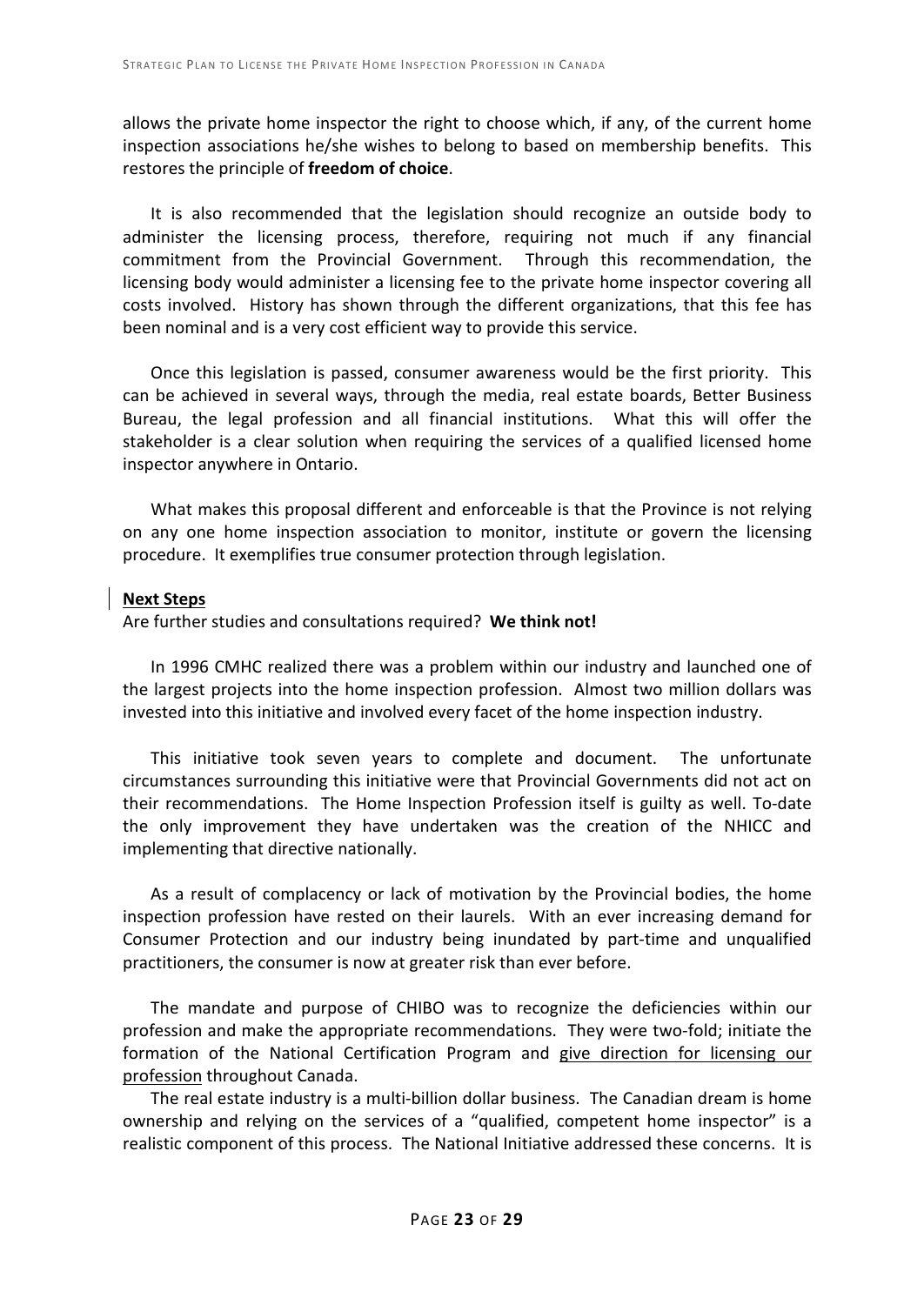allows the private home inspector the right to choose which, if any, of the current home inspection associations he/she wishes to belong to based on membership benefits. This restores the principle of **freedom of choice**.

It is also recommended that the legislation should recognize an outside body to administer the licensing process, therefore, requiring not much if any financial commitment from the Provincial Government. Through this recommendation, the licensing body would administer a licensing fee to the private home inspector covering all costs involved. History has shown through the different organizations, that this fee has been nominal and is a very cost efficient way to provide this service.

Once this legislation is passed, consumer awareness would be the first priority. This can be achieved in several ways, through the media, real estate boards, Better Business Bureau, the legal profession and all financial institutions. What this will offer the stakeholder is a clear solution when requiring the services of a qualified licensed home inspector anywhere in Ontario.

What makes this proposal different and enforceable is that the Province is not relying on any one home inspection association to monitor, institute or govern the licensing procedure. It exemplifies true consumer protection through legislation.

**Next Steps**

Are further studies and consultations required? **We think not!**

In 1996 CMHC realized there was a problem within our industry and launched one of the largest projects into the home inspection profession. Almost two million dollars was invested into this initiative and involved every facet of the home inspection industry.

This initiative took seven years to complete and document. The unfortunate circumstances surrounding this initiative were that Provincial Governments did not act on their recommendations. The Home Inspection Profession itself is guilty as well. To-date the only improvement they have undertaken was the creation of the NHICC and implementing that directive nationally.

As a result of complacency or lack of motivation by the Provincial bodies, the home inspection profession have rested on their laurels. With an ever increasing demand for Consumer Protection and our industry being inundated by part-time and unqualified practitioners, the consumer is now at greater risk than ever before.

The mandate and purpose of CHIBO was to recognize the deficiencies within our profession and make the appropriate recommendations. They were two-fold; initiate the formation of the National Certification Program and give direction for licensing our profession throughout Canada.

The real estate industry is a multi-billion dollar business. The Canadian dream is home ownership and relying on the services of a "qualified, competent home inspector" is a realistic component of this process. The National Initiative addressed these concerns. It is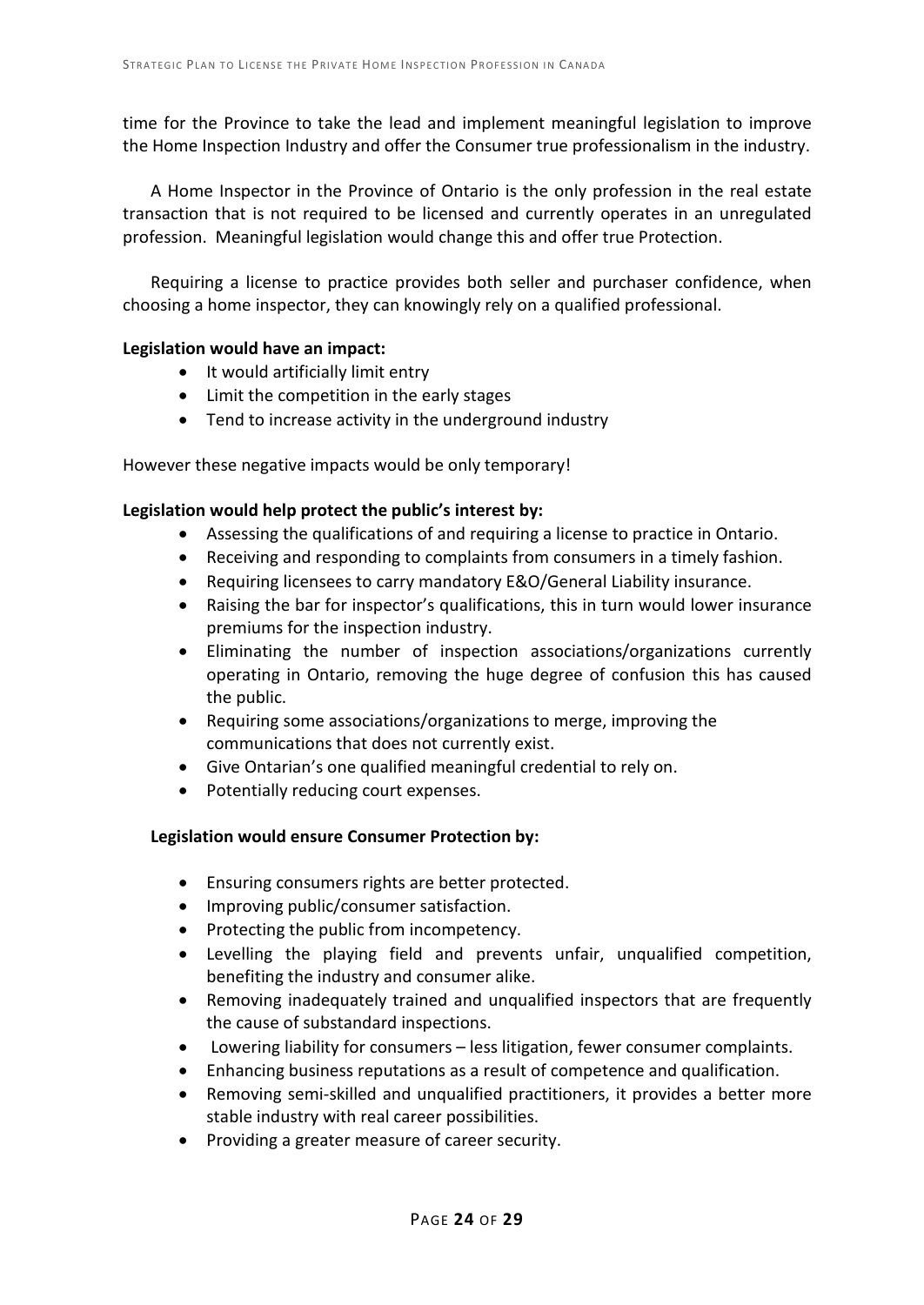time for the Province to take the lead and implement meaningful legislation to improve the Home Inspection Industry and offer the Consumer true professionalism in the industry.

A Home Inspector in the Province of Ontario is the only profession in the real estate transaction that is not required to be licensed and currently operates in an unregulated profession. Meaningful legislation would change this and offer true Protection.

Requiring a license to practice provides both seller and purchaser confidence, when choosing a home inspector, they can knowingly rely on a qualified professional.

**Legislation would have an impact:**

- It would artificially limit entry
- Limit the competition in the early stages
- Tend to increase activity in the underground industry

However these negative impacts would be only temporary!

**Legislation would help protect the public's interest by:**

- Assessing the qualifications of and requiring a license to practice in Ontario.
- Receiving and responding to complaints from consumers in a timely fashion.
- Requiring licensees to carry mandatory E&O/General Liability insurance.
- Raising the bar for inspector's qualifications, this in turn would lower insurance premiums for the inspection industry.
- Eliminating the number of inspection associations/organizations currently operating in Ontario, removing the huge degree of confusion this has caused the public.
- Requiring some associations/organizations to merge, improving the communications that does not currently exist.
- Give Ontarian's one qualified meaningful credential to rely on.
- Potentially reducing court expenses.

**Legislation would ensure Consumer Protection by:**

- Ensuring consumers rights are better protected.
- Improving public/consumer satisfaction.
- Protecting the public from incompetency.
- Levelling the playing field and prevents unfair, unqualified competition, benefiting the industry and consumer alike.
- Removing inadequately trained and unqualified inspectors that are frequently the cause of substandard inspections.
- Lowering liability for consumers – less litigation, fewer consumer complaints.
- Enhancing business reputations as a result of competence and qualification.
- Removing semi-skilled and unqualified practitioners, it provides a better more stable industry with real career possibilities.
- Providing a greater measure of career security.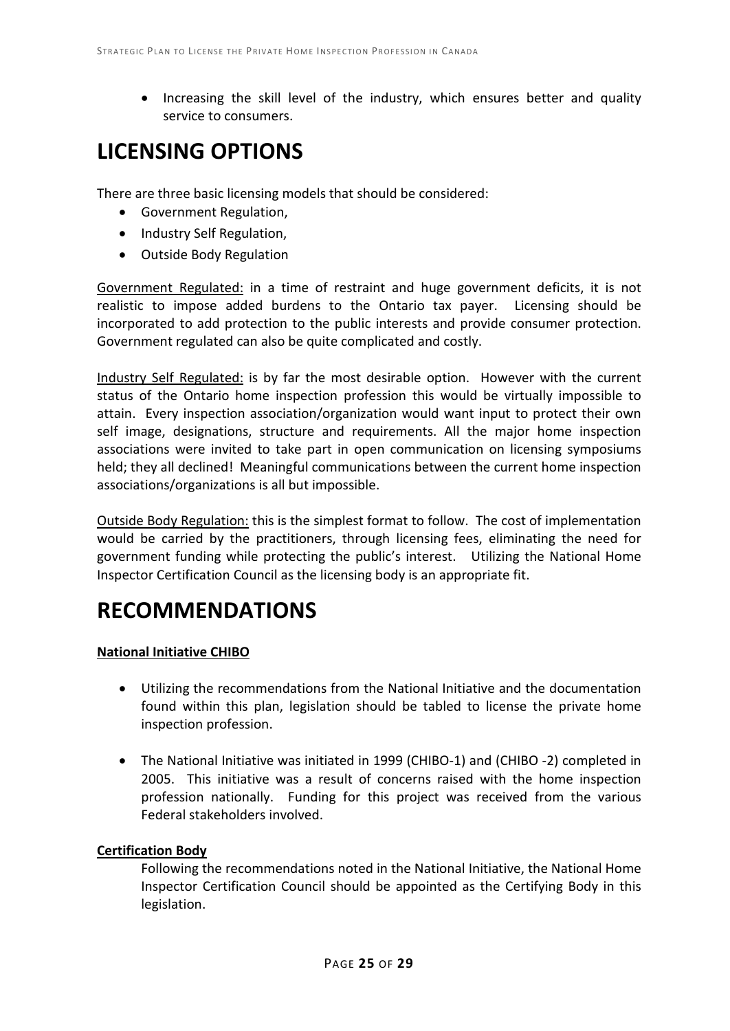- Increasing the skill level of the industry, which ensures better and quality service to consumers.

# LICENSING OPTIONS

There are three basic licensing models that should be considered:

- Government Regulation,
- Industry Self Regulation,
- Outside Body Regulation

<u>Government Regulated:</u> in a time of restraint and huge government deficits, it is not realistic to impose added burdens to the Ontario tax payer. Licensing should be incorporated to add protection to the public interests and provide consumer protection. Government regulated can also be quite complicated and costly.

<u>Industry Self Regulated:</u> is by far the most desirable option. However with the current status of the Ontario home inspection profession this would be virtually impossible to attain. Every inspection association/organization would want input to protect their own self image, designations, structure and requirements. All the major home inspection associations were invited to take part in open communication on licensing symposiums held; they all declined! Meaningful communications between the current home inspection associations/organizations is all but impossible.

<u>Outside Body Regulation:</u> this is the simplest format to follow. The cost of implementation would be carried by the practitioners, through licensing fees, eliminating the need for government funding while protecting the public's interest. Utilizing the National Home Inspector Certification Council as the licensing body is an appropriate fit.

# RECOMMENDATIONS

**<u>National Initiative CHIBO</u>**

- Utilizing the recommendations from the National Initiative and the documentation found within this plan, legislation should be tabled to license the private home inspection profession.

- The National Initiative was initiated in 1999 (CHIBO-1) and (CHIBO -2) completed in 2005. This initiative was a result of concerns raised with the home inspection profession nationally. Funding for this project was received from the various Federal stakeholders involved.

**<u>Certification Body</u>**

Following the recommendations noted in the National Initiative, the National Home Inspector Certification Council should be appointed as the Certifying Body in this legislation.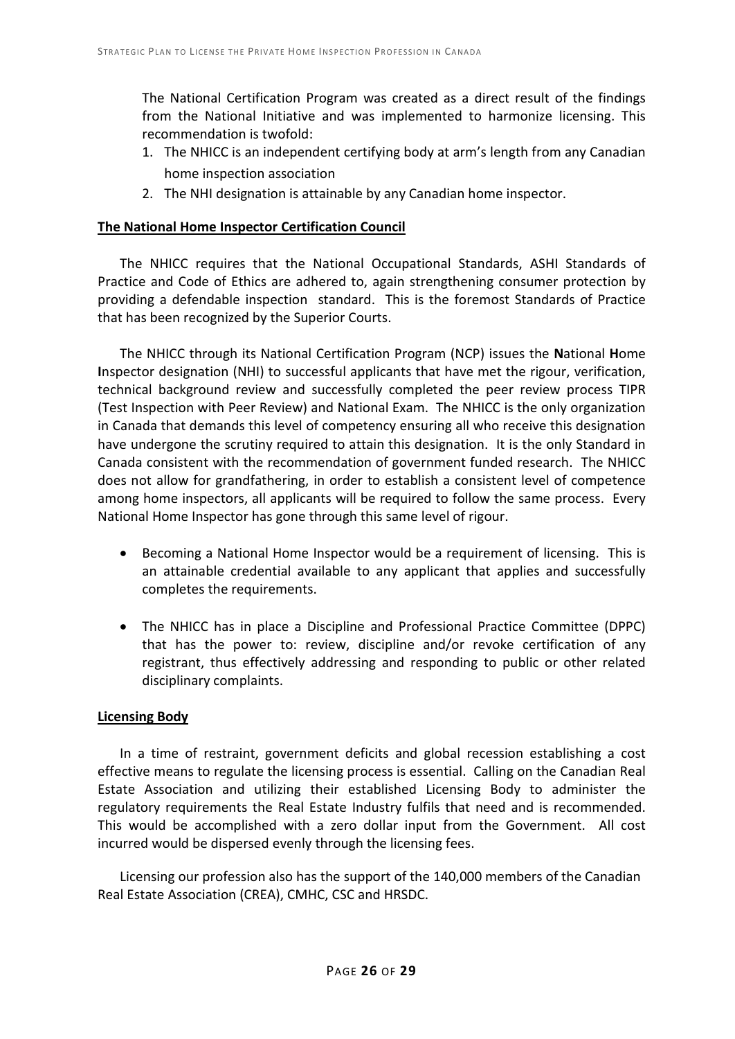The National Certification Program was created as a direct result of the findings from the National Initiative and was implemented to harmonize licensing. This recommendation is twofold:

1. The NHICC is an independent certifying body at arm's length from any Canadian home inspection association
2. The NHI designation is attainable by any Canadian home inspector.

**The National Home Inspector Certification Council**

The NHICC requires that the National Occupational Standards, ASHI Standards of Practice and Code of Ethics are adhered to, again strengthening consumer protection by providing a defendable inspection standard. This is the foremost Standards of Practice that has been recognized by the Superior Courts.

The NHICC through its National Certification Program (NCP) issues the **N**ational **H**ome **I**nspector designation (NHI) to successful applicants that have met the rigour, verification, technical background review and successfully completed the peer review process TIPR (Test Inspection with Peer Review) and National Exam. The NHICC is the only organization in Canada that demands this level of competency ensuring all who receive this designation have undergone the scrutiny required to attain this designation. It is the only Standard in Canada consistent with the recommendation of government funded research. The NHICC does not allow for grandfathering, in order to establish a consistent level of competence among home inspectors, all applicants will be required to follow the same process. Every National Home Inspector has gone through this same level of rigour.

- Becoming a National Home Inspector would be a requirement of licensing. This is an attainable credential available to any applicant that applies and successfully completes the requirements.
- The NHICC has in place a Discipline and Professional Practice Committee (DPPC) that has the power to: review, discipline and/or revoke certification of any registrant, thus effectively addressing and responding to public or other related disciplinary complaints.

**Licensing Body**

In a time of restraint, government deficits and global recession establishing a cost effective means to regulate the licensing process is essential. Calling on the Canadian Real Estate Association and utilizing their established Licensing Body to administer the regulatory requirements the Real Estate Industry fulfils that need and is recommended. This would be accomplished with a zero dollar input from the Government. All cost incurred would be dispersed evenly through the licensing fees.

Licensing our profession also has the support of the 140,000 members of the Canadian Real Estate Association (CREA), CMHC, CSC and HRSDC.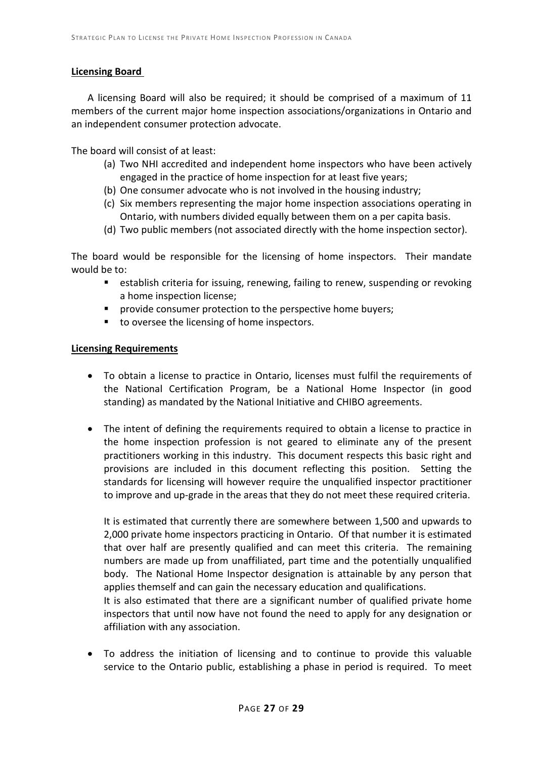**Licensing Board**

A licensing Board will also be required; it should be comprised of a maximum of 11 members of the current major home inspection associations/organizations in Ontario and an independent consumer protection advocate.

The board will consist of at least:

(a) Two NHI accredited and independent home inspectors who have been actively engaged in the practice of home inspection for at least five years;
(b) One consumer advocate who is not involved in the housing industry;
(c) Six members representing the major home inspection associations operating in Ontario, with numbers divided equally between them on a per capita basis.
(d) Two public members (not associated directly with the home inspection sector).

The board would be responsible for the licensing of home inspectors. Their mandate would be to:

- establish criteria for issuing, renewing, failing to renew, suspending or revoking a home inspection license;
- provide consumer protection to the perspective home buyers;
- to oversee the licensing of home inspectors.

**Licensing Requirements**

- To obtain a license to practice in Ontario, licenses must fulfil the requirements of the National Certification Program, be a National Home Inspector (in good standing) as mandated by the National Initiative and CHIBO agreements.

- The intent of defining the requirements required to obtain a license to practice in the home inspection profession is not geared to eliminate any of the present practitioners working in this industry. This document respects this basic right and provisions are included in this document reflecting this position. Setting the standards for licensing will however require the unqualified inspector practitioner to improve and up-grade in the areas that they do not meet these required criteria.

  It is estimated that currently there are somewhere between 1,500 and upwards to 2,000 private home inspectors practicing in Ontario. Of that number it is estimated that over half are presently qualified and can meet this criteria. The remaining numbers are made up from unaffiliated, part time and the potentially unqualified body. The National Home Inspector designation is attainable by any person that applies themself and can gain the necessary education and qualifications.
  It is also estimated that there are a significant number of qualified private home inspectors that until now have not found the need to apply for any designation or affiliation with any association.

- To address the initiation of licensing and to continue to provide this valuable service to the Ontario public, establishing a phase in period is required. To meet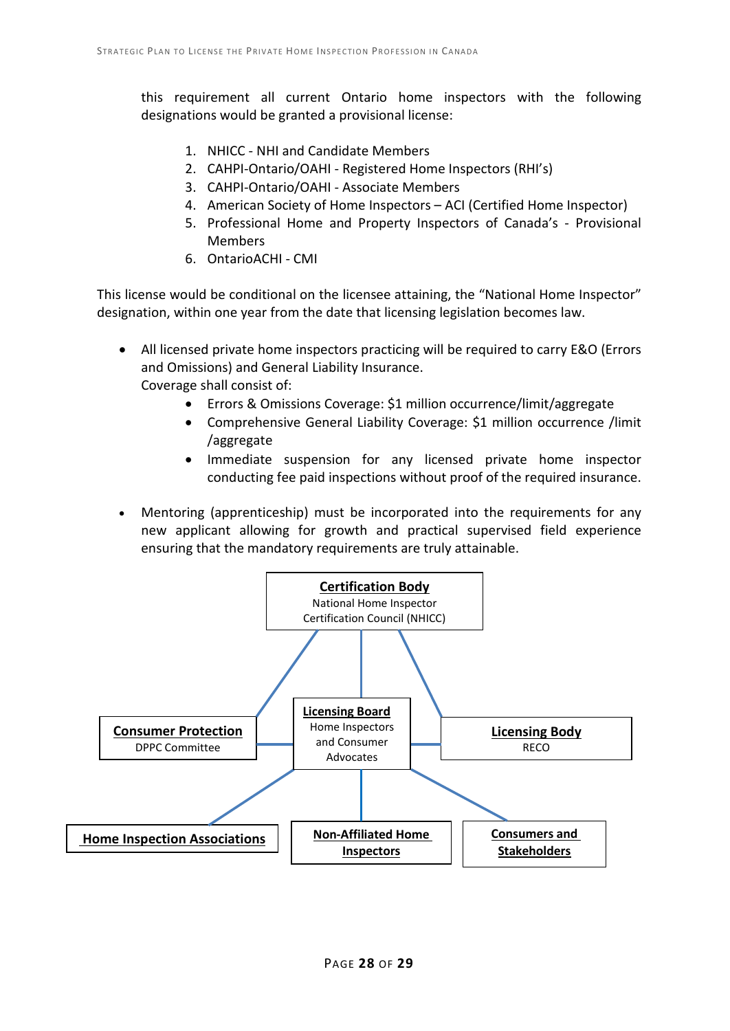this requirement all current Ontario home inspectors with the following designations would be granted a provisional license:

1. NHICC - NHI and Candidate Members
2. CAHPI-Ontario/OAHI - Registered Home Inspectors (RHI's)
3. CAHPI-Ontario/OAHI - Associate Members
4. American Society of Home Inspectors – ACI (Certified Home Inspector)
5. Professional Home and Property Inspectors of Canada's - Provisional Members
6. OntarioACHI - CMI

This license would be conditional on the licensee attaining, the "National Home Inspector" designation, within one year from the date that licensing legislation becomes law.

- All licensed private home inspectors practicing will be required to carry E&O (Errors and Omissions) and General Liability Insurance.
  Coverage shall consist of:
  - Errors & Omissions Coverage: $1 million occurrence/limit/aggregate
  - Comprehensive General Liability Coverage: $1 million occurrence /limit /aggregate
  - Immediate suspension for any licensed private home inspector conducting fee paid inspections without proof of the required insurance.

- Mentoring (apprenticeship) must be incorporated into the requirements for any new applicant allowing for growth and practical supervised field experience ensuring that the mandatory requirements are truly attainable.

**Certification Body**
National Home Inspector Certification Council (NHICC)

**Consumer Protection**
DPPC Committee

**Licensing Board**
Home Inspectors and Consumer Advocates

**Licensing Body**
RECO

**Home Inspection Associations**

**Non-Affiliated Home Inspectors**

**Consumers and Stakeholders**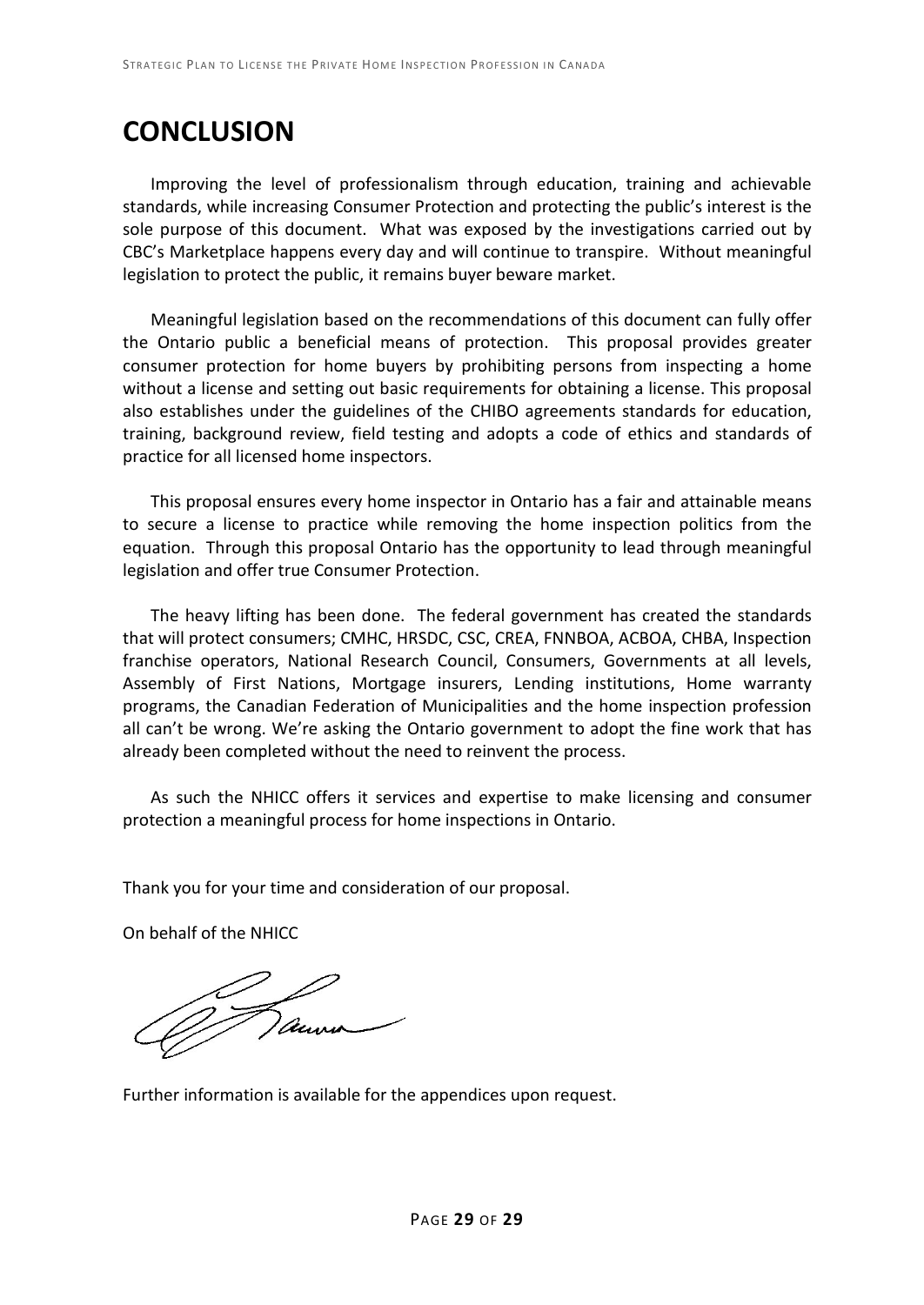# CONCLUSION

Improving the level of professionalism through education, training and achievable standards, while increasing Consumer Protection and protecting the public's interest is the sole purpose of this document. What was exposed by the investigations carried out by CBC's Marketplace happens every day and will continue to transpire. Without meaningful legislation to protect the public, it remains buyer beware market.

Meaningful legislation based on the recommendations of this document can fully offer the Ontario public a beneficial means of protection. This proposal provides greater consumer protection for home buyers by prohibiting persons from inspecting a home without a license and setting out basic requirements for obtaining a license. This proposal also establishes under the guidelines of the CHIBO agreements standards for education, training, background review, field testing and adopts a code of ethics and standards of practice for all licensed home inspectors.

This proposal ensures every home inspector in Ontario has a fair and attainable means to secure a license to practice while removing the home inspection politics from the equation. Through this proposal Ontario has the opportunity to lead through meaningful legislation and offer true Consumer Protection.

The heavy lifting has been done. The federal government has created the standards that will protect consumers; CMHC, HRSDC, CSC, CREA, FNNBOA, ACBOA, CHBA, Inspection franchise operators, National Research Council, Consumers, Governments at all levels, Assembly of First Nations, Mortgage insurers, Lending institutions, Home warranty programs, the Canadian Federation of Municipalities and the home inspection profession all can't be wrong. We're asking the Ontario government to adopt the fine work that has already been completed without the need to reinvent the process.

As such the NHICC offers it services and expertise to make licensing and consumer protection a meaningful process for home inspections in Ontario.

Thank you for your time and consideration of our proposal.

On behalf of the NHICC

Further information is available for the appendices upon request.